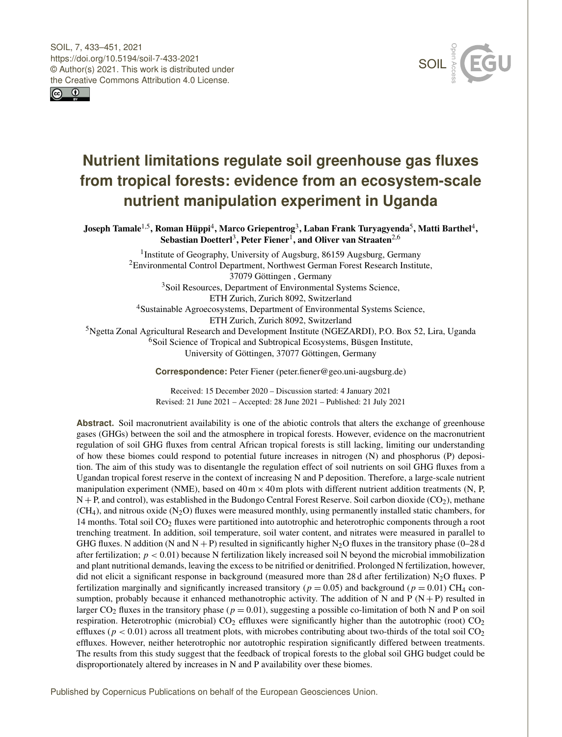# Nutrient limitations regulate soil greenhouse gas fluxes from tropical forests: evidence from an ecosystem-scale nutrient manipulation experiment in Uganda

**Joseph Tamale[1,5], Roman Hüppi[4], Marco Griepentrog[3], Laban Frank Turyagyenda[5], Matti Barthel[4], Sebastian Doetterl[3], Peter Fiener[1], and Oliver van Straaten[2,6]**

[1]Institute of Geography, University of Augsburg, 86159 Augsburg, Germany
[2]Environmental Control Department, Northwest German Forest Research Institute, 37079 Göttingen , Germany
[3]Soil Resources, Department of Environmental Systems Science, ETH Zurich, Zurich 8092, Switzerland
[4]Sustainable Agroecosystems, Department of Environmental Systems Science, ETH Zurich, Zurich 8092, Switzerland
[5]Ngetta Zonal Agricultural Research and Development Institute (NGEZARDI), P.O. Box 52, Lira, Uganda
[6]Soil Science of Tropical and Subtropical Ecosystems, Büsgen Institute, University of Göttingen, 37077 Göttingen, Germany

**Correspondence:** Peter Fiener (peter.fiener@geo.uni-augsburg.de)

Received: 15 December 2020 – Discussion started: 4 January 2021
Revised: 21 June 2021 – Accepted: 28 June 2021 – Published: 21 July 2021

**Abstract.** Soil macronutrient availability is one of the abiotic controls that alters the exchange of greenhouse gases (GHGs) between the soil and the atmosphere in tropical forests. However, evidence on the macronutrient regulation of soil GHG fluxes from central African tropical forests is still lacking, limiting our understanding of how these biomes could respond to potential future increases in nitrogen (N) and phosphorus (P) deposition. The aim of this study was to disentangle the regulation effect of soil nutrients on soil GHG fluxes from a Ugandan tropical forest reserve in the context of increasing N and P deposition. Therefore, a large-scale nutrient manipulation experiment (NME), based on $40\,\text{m} \times 40\,\text{m}$ plots with different nutrient addition treatments (N, P, N + P, and control), was established in the Budongo Central Forest Reserve. Soil carbon dioxide ($CO_2$), methane ($CH_4$), and nitrous oxide ($N_2O$) fluxes were measured monthly, using permanently installed static chambers, for 14 months. Total soil $CO_2$ fluxes were partitioned into autotrophic and heterotrophic components through a root trenching treatment. In addition, soil temperature, soil water content, and nitrates were measured in parallel to GHG fluxes. N addition (N and N + P) resulted in significantly higher $N_2O$ fluxes in the transitory phase (0–28 d after fertilization; $p < 0.01$) because N fertilization likely increased soil N beyond the microbial immobilization and plant nutritional demands, leaving the excess to be nitrified or denitrified. Prolonged N fertilization, however, did not elicit a significant response in background (measured more than 28 d after fertilization) $N_2O$ fluxes. P fertilization marginally and significantly increased transitory ($p = 0.05$) and background ($p = 0.01$) $CH_4$ consumption, probably because it enhanced methanotrophic activity. The addition of N and P (N + P) resulted in larger $CO_2$ fluxes in the transitory phase ($p = 0.01$), suggesting a possible co-limitation of both N and P on soil respiration. Heterotrophic (microbial) $CO_2$ effluxes were significantly higher than the autotrophic (root) $CO_2$ effluxes ($p < 0.01$) across all treatment plots, with microbes contributing about two-thirds of the total soil $CO_2$ effluxes. However, neither heterotrophic nor autotrophic respiration significantly differed between treatments. The results from this study suggest that the feedback of tropical forests to the global soil GHG budget could be disproportionately altered by increases in N and P availability over these biomes.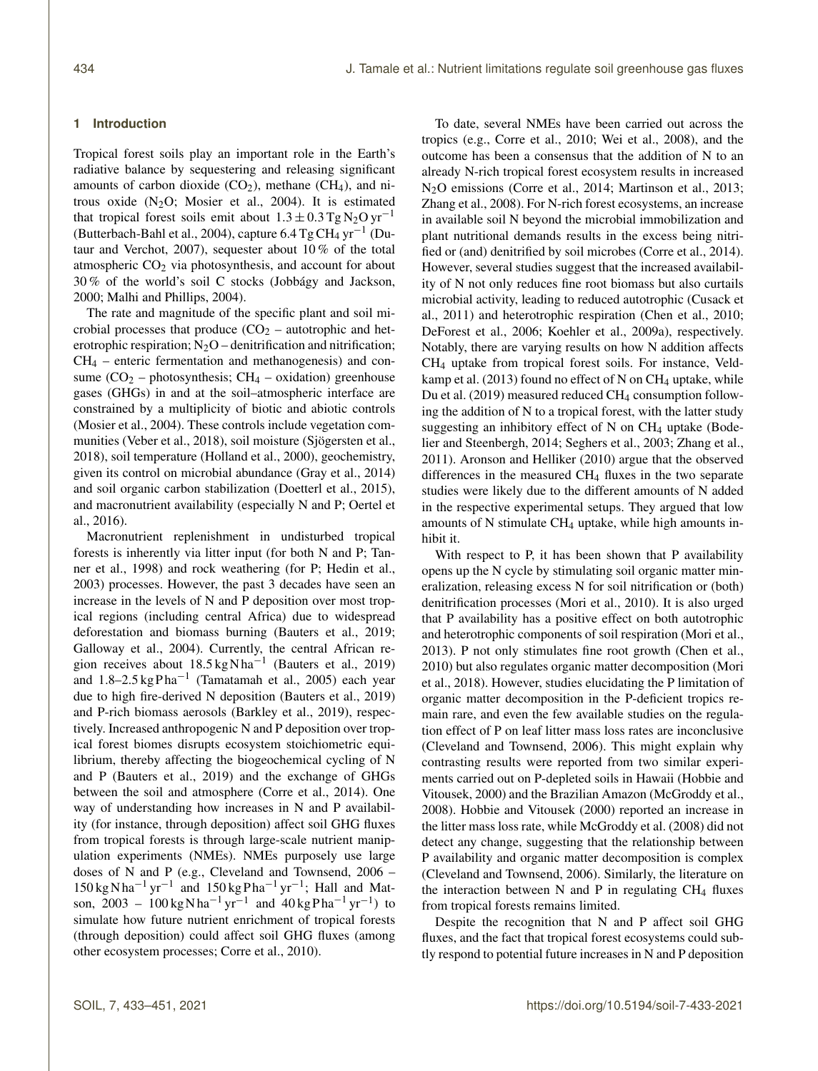## 1 Introduction

Tropical forest soils play an important role in the Earth's radiative balance by sequestering and releasing significant amounts of carbon dioxide ($CO_2$), methane ($CH_4$), and nitrous oxide ($N_2O$; Mosier et al., 2004). It is estimated that tropical forest soils emit about $1.3 \pm 0.3\,\text{Tg}\,N_2O\,\text{yr}^{-1}$ (Butterbach-Bahl et al., 2004), capture $6.4\,\text{Tg}\,CH_4\,\text{yr}^{-1}$ (Dutaur and Verchot, 2007), sequester about 10 % of the total atmospheric $CO_2$ via photosynthesis, and account for about 30 % of the world's soil C stocks (Jobbágy and Jackson, 2000; Malhi and Phillips, 2004).

The rate and magnitude of the specific plant and soil microbial processes that produce ($CO_2$ – autotrophic and heterotrophic respiration; $N_2O$ – denitrification and nitrification; $CH_4$ – enteric fermentation and methanogenesis) and consume ($CO_2$ – photosynthesis; $CH_4$ – oxidation) greenhouse gases (GHGs) in and at the soil–atmospheric interface are constrained by a multiplicity of biotic and abiotic controls (Mosier et al., 2004). These controls include vegetation communities (Veber et al., 2018), soil moisture (Sjögersten et al., 2018), soil temperature (Holland et al., 2000), geochemistry, given its control on microbial abundance (Gray et al., 2014) and soil organic carbon stabilization (Doetterl et al., 2015), and macronutrient availability (especially N and P; Oertel et al., 2016).

Macronutrient replenishment in undisturbed tropical forests is inherently via litter input (for both N and P; Tanner et al., 1998) and rock weathering (for P; Hedin et al., 2003) processes. However, the past 3 decades have seen an increase in the levels of N and P deposition over most tropical regions (including central Africa) due to widespread deforestation and biomass burning (Bauters et al., 2019; Galloway et al., 2004). Currently, the central African region receives about $18.5\,\text{kg}\,\text{N}\,\text{ha}^{-1}$ (Bauters et al., 2019) and $1.8$–$2.5\,\text{kg}\,\text{P}\,\text{ha}^{-1}$ (Tamatamah et al., 2005) each year due to high fire-derived N deposition (Bauters et al., 2019) and P-rich biomass aerosols (Barkley et al., 2019), respectively. Increased anthropogenic N and P deposition over tropical forest biomes disrupts ecosystem stoichiometric equilibrium, thereby affecting the biogeochemical cycling of N and P (Bauters et al., 2019) and the exchange of GHGs between the soil and atmosphere (Corre et al., 2014). One way of understanding how increases in N and P availability (for instance, through deposition) affect soil GHG fluxes from tropical forests is through large-scale nutrient manipulation experiments (NMEs). NMEs purposely use large doses of N and P (e.g., Cleveland and Townsend, 2006 – $150\,\text{kg}\,\text{N}\,\text{ha}^{-1}\,\text{yr}^{-1}$ and $150\,\text{kg}\,\text{P}\,\text{ha}^{-1}\,\text{yr}^{-1}$; Hall and Matson, 2003 – $100\,\text{kg}\,\text{N}\,\text{ha}^{-1}\,\text{yr}^{-1}$ and $40\,\text{kg}\,\text{P}\,\text{ha}^{-1}\,\text{yr}^{-1}$) to simulate how future nutrient enrichment of tropical forests (through deposition) could affect soil GHG fluxes (among other ecosystem processes; Corre et al., 2010).

To date, several NMEs have been carried out across the tropics (e.g., Corre et al., 2010; Wei et al., 2008), and the outcome has been a consensus that the addition of N to an already N-rich tropical forest ecosystem results in increased $N_2O$ emissions (Corre et al., 2014; Martinson et al., 2013; Zhang et al., 2008). For N-rich forest ecosystems, an increase in available soil N beyond the microbial immobilization and plant nutritional demands results in the excess being nitrified or (and) denitrified by soil microbes (Corre et al., 2014). However, several studies suggest that the increased availability of N not only reduces fine root biomass but also curtails microbial activity, leading to reduced autotrophic (Cusack et al., 2011) and heterotrophic respiration (Chen et al., 2010; DeForest et al., 2006; Koehler et al., 2009a), respectively. Notably, there are varying results on how N addition affects $CH_4$ uptake from tropical forest soils. For instance, Veldkamp et al. (2013) found no effect of N on $CH_4$ uptake, while Du et al. (2019) measured reduced $CH_4$ consumption following the addition of N to a tropical forest, with the latter study suggesting an inhibitory effect of N on $CH_4$ uptake (Bodelier and Steenbergh, 2014; Seghers et al., 2003; Zhang et al., 2011). Aronson and Helliker (2010) argue that the observed differences in the measured $CH_4$ fluxes in the two separate studies were likely due to the different amounts of N added in the respective experimental setups. They argued that low amounts of N stimulate $CH_4$ uptake, while high amounts inhibit it.

With respect to P, it has been shown that P availability opens up the N cycle by stimulating soil organic matter mineralization, releasing excess N for soil nitrification or (both) denitrification processes (Mori et al., 2010). It is also urged that P availability has a positive effect on both autotrophic and heterotrophic components of soil respiration (Mori et al., 2013). P not only stimulates fine root growth (Chen et al., 2010) but also regulates organic matter decomposition (Mori et al., 2018). However, studies elucidating the P limitation of organic matter decomposition in the P-deficient tropics remain rare, and even the few available studies on the regulation effect of P on leaf litter mass loss rates are inconclusive (Cleveland and Townsend, 2006). This might explain why contrasting results were reported from two similar experiments carried out on P-depleted soils in Hawaii (Hobbie and Vitousek, 2000) and the Brazilian Amazon (McGroddy et al., 2008). Hobbie and Vitousek (2000) reported an increase in the litter mass loss rate, while McGroddy et al. (2008) did not detect any change, suggesting that the relationship between P availability and organic matter decomposition is complex (Cleveland and Townsend, 2006). Similarly, the literature on the interaction between N and P in regulating $CH_4$ fluxes from tropical forests remains limited.

Despite the recognition that N and P affect soil GHG fluxes, and the fact that tropical forest ecosystems could subtly respond to potential future increases in N and P deposition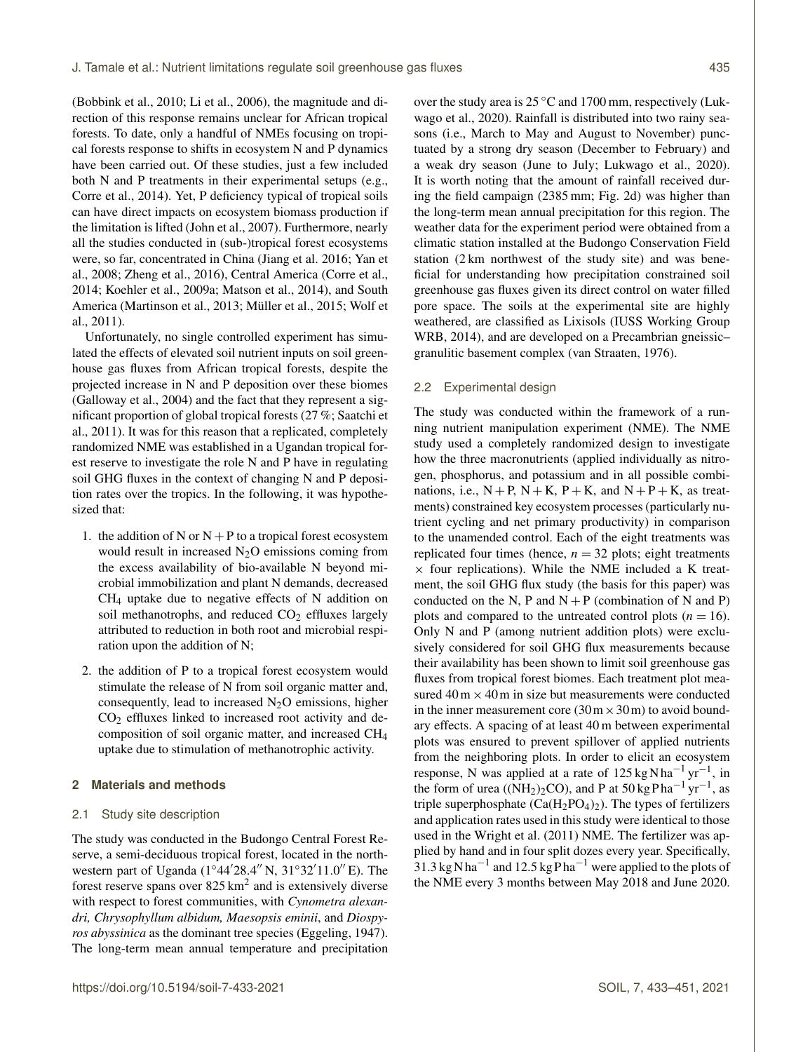(Bobbink et al., 2010; Li et al., 2006), the magnitude and direction of this response remains unclear for African tropical forests. To date, only a handful of NMEs focusing on tropical forests response to shifts in ecosystem N and P dynamics have been carried out. Of these studies, just a few included both N and P treatments in their experimental setups (e.g., Corre et al., 2014). Yet, P deficiency typical of tropical soils can have direct impacts on ecosystem biomass production if the limitation is lifted (John et al., 2007). Furthermore, nearly all the studies conducted in (sub-)tropical forest ecosystems were, so far, concentrated in China (Jiang et al. 2016; Yan et al., 2008; Zheng et al., 2016), Central America (Corre et al., 2014; Koehler et al., 2009a; Matson et al., 2014), and South America (Martinson et al., 2013; Müller et al., 2015; Wolf et al., 2011).

Unfortunately, no single controlled experiment has simulated the effects of elevated soil nutrient inputs on soil greenhouse gas fluxes from African tropical forests, despite the projected increase in N and P deposition over these biomes (Galloway et al., 2004) and the fact that they represent a significant proportion of global tropical forests (27 %; Saatchi et al., 2011). It was for this reason that a replicated, completely randomized NME was established in a Ugandan tropical forest reserve to investigate the role N and P have in regulating soil GHG fluxes in the context of changing N and P deposition rates over the tropics. In the following, it was hypothesized that:

1. the addition of N or N + P to a tropical forest ecosystem would result in increased $N_2O$ emissions coming from the excess availability of bio-available N beyond microbial immobilization and plant N demands, decreased $CH_4$ uptake due to negative effects of N addition on soil methanotrophs, and reduced $CO_2$ effluxes largely attributed to reduction in both root and microbial respiration upon the addition of N;
2. the addition of P to a tropical forest ecosystem would stimulate the release of N from soil organic matter and, consequently, lead to increased $N_2O$ emissions, higher $CO_2$ effluxes linked to increased root activity and decomposition of soil organic matter, and increased $CH_4$ uptake due to stimulation of methanotrophic activity.

## 2 Materials and methods

### 2.1 Study site description

The study was conducted in the Budongo Central Forest Reserve, a semi-deciduous tropical forest, located in the northwestern part of Uganda (1°44′28.4″ N, 31°32′11.0″ E). The forest reserve spans over 825 $km^2$ and is extensively diverse with respect to forest communities, with *Cynometra alexandri, Chrysophyllum albidum, Maesopsis eminii*, and *Diospyros abyssinica* as the dominant tree species (Eggeling, 1947). The long-term mean annual temperature and precipitation over the study area is 25 °C and 1700 mm, respectively (Lukwago et al., 2020). Rainfall is distributed into two rainy seasons (i.e., March to May and August to November) punctuated by a strong dry season (December to February) and a weak dry season (June to July; Lukwago et al., 2020). It is worth noting that the amount of rainfall received during the field campaign (2385 mm; Fig. 2d) was higher than the long-term mean annual precipitation for this region. The weather data for the experiment period were obtained from a climatic station installed at the Budongo Conservation Field station (2 km northwest of the study site) and was beneficial for understanding how precipitation constrained soil greenhouse gas fluxes given its direct control on water filled pore space. The soils at the experimental site are highly weathered, are classified as Lixisols (IUSS Working Group WRB, 2014), and are developed on a Precambrian gneissic–granulitic basement complex (van Straaten, 1976).

### 2.2 Experimental design

The study was conducted within the framework of a running nutrient manipulation experiment (NME). The NME study used a completely randomized design to investigate how the three macronutrients (applied individually as nitrogen, phosphorus, and potassium and in all possible combinations, i.e., N + P, N + K, P + K, and N + P + K, as treatments) constrained key ecosystem processes (particularly nutrient cycling and net primary productivity) in comparison to the unamended control. Each of the eight treatments was replicated four times (hence, $n = 32$ plots; eight treatments × four replications). While the NME included a K treatment, the soil GHG flux study (the basis for this paper) was conducted on the N, P and N + P (combination of N and P) plots and compared to the untreated control plots ($n = 16$). Only N and P (among nutrient addition plots) were exclusively considered for soil GHG flux measurements because their availability has been shown to limit soil greenhouse gas fluxes from tropical forest biomes. Each treatment plot measured 40 m × 40 m in size but measurements were conducted in the inner measurement core (30 m × 30 m) to avoid boundary effects. A spacing of at least 40 m between experimental plots was ensured to prevent spillover of applied nutrients from the neighboring plots. In order to elicit an ecosystem response, N was applied at a rate of 125 kg N $ha^{-1}$ $yr^{-1}$, in the form of urea ($(NH_2)_2CO$), and P at 50 kg P $ha^{-1}$ $yr^{-1}$, as triple superphosphate ($Ca(H_2PO_4)_2$). The types of fertilizers and application rates used in this study were identical to those used in the Wright et al. (2011) NME. The fertilizer was applied by hand and in four split dozes every year. Specifically, 31.3 kg N $ha^{-1}$ and 12.5 kg P $ha^{-1}$ were applied to the plots of the NME every 3 months between May 2018 and June 2020.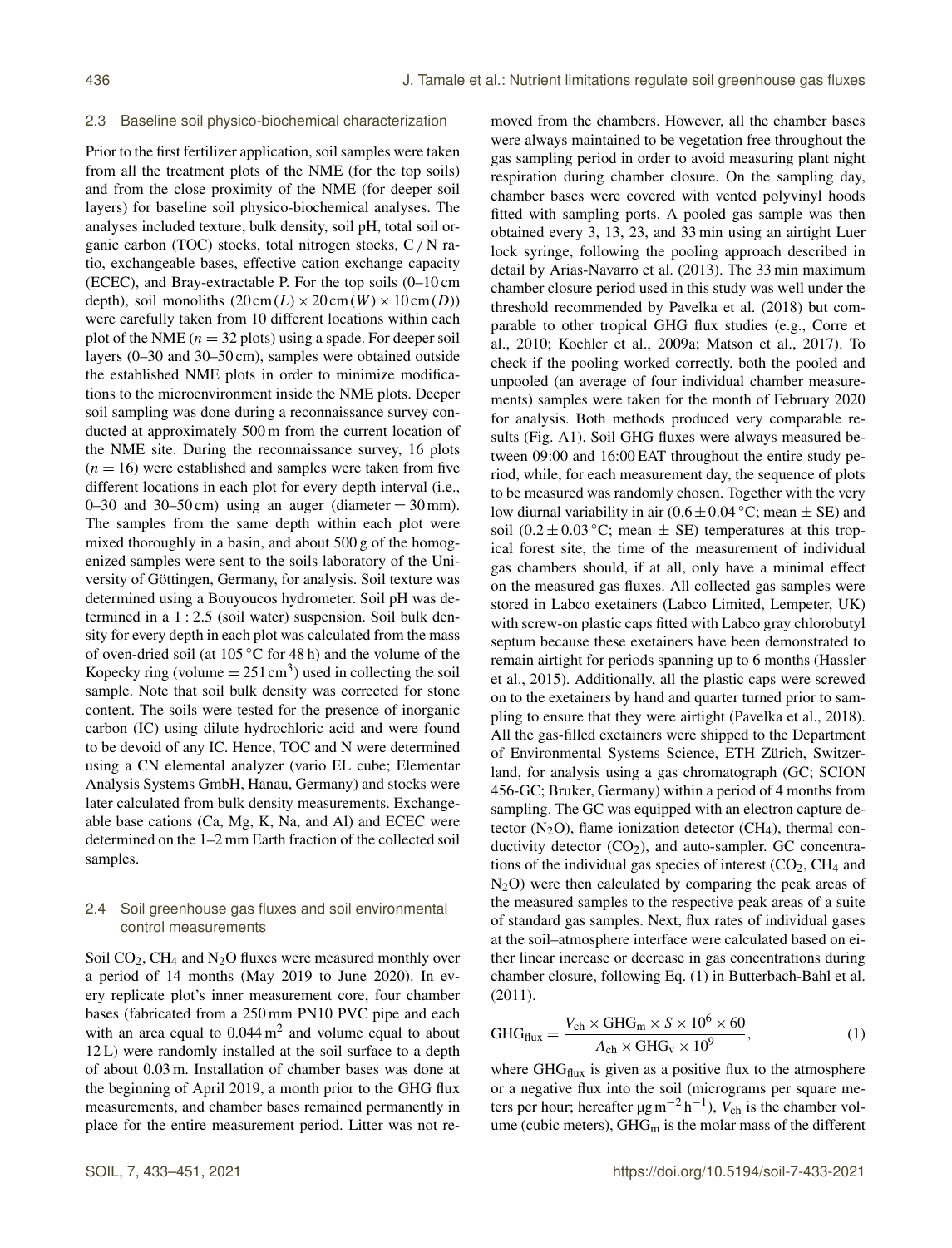### 2.3 Baseline soil physico-biochemical characterization

Prior to the first fertilizer application, soil samples were taken from all the treatment plots of the NME (for the top soils) and from the close proximity of the NME (for deeper soil layers) for baseline soil physico-biochemical analyses. The analyses included texture, bulk density, soil pH, total soil organic carbon (TOC) stocks, total nitrogen stocks, C / N ratio, exchangeable bases, effective cation exchange capacity (ECEC), and Bray-extractable P. For the top soils (0–10 cm depth), soil monoliths ($20\,\text{cm}\,(L) \times 20\,\text{cm}\,(W) \times 10\,\text{cm}\,(D)$) were carefully taken from 10 different locations within each plot of the NME ($n = 32$ plots) using a spade. For deeper soil layers (0–30 and 30–50 cm), samples were obtained outside the established NME plots in order to minimize modifications to the microenvironment inside the NME plots. Deeper soil sampling was done during a reconnaissance survey conducted at approximately 500 m from the current location of the NME site. During the reconnaissance survey, 16 plots ($n = 16$) were established and samples were taken from five different locations in each plot for every depth interval (i.e., 0–30 and 30–50 cm) using an auger (diameter = 30 mm). The samples from the same depth within each plot were mixed thoroughly in a basin, and about 500 g of the homogenized samples were sent to the soils laboratory of the University of Göttingen, Germany, for analysis. Soil texture was determined using a Bouyoucos hydrometer. Soil pH was determined in a 1 : 2.5 (soil water) suspension. Soil bulk density for every depth in each plot was calculated from the mass of oven-dried soil (at 105 °C for 48 h) and the volume of the Kopecky ring (volume = $251\,\text{cm}^3$) used in collecting the soil sample. Note that soil bulk density was corrected for stone content. The soils were tested for the presence of inorganic carbon (IC) using dilute hydrochloric acid and were found to be devoid of any IC. Hence, TOC and N were determined using a CN elemental analyzer (vario EL cube; Elementar Analysis Systems GmbH, Hanau, Germany) and stocks were later calculated from bulk density measurements. Exchangeable base cations (Ca, Mg, K, Na, and Al) and ECEC were determined on the 1–2 mm Earth fraction of the collected soil samples.

### 2.4 Soil greenhouse gas fluxes and soil environmental control measurements

Soil $CO_2$, $CH_4$ and $N_2O$ fluxes were measured monthly over a period of 14 months (May 2019 to June 2020). In every replicate plot's inner measurement core, four chamber bases (fabricated from a 250 mm PN10 PVC pipe and each with an area equal to $0.044\,\text{m}^2$ and volume equal to about 12 L) were randomly installed at the soil surface to a depth of about 0.03 m. Installation of chamber bases was done at the beginning of April 2019, a month prior to the GHG flux measurements, and chamber bases remained permanently in place for the entire measurement period. Litter was not removed from the chambers. However, all the chamber bases were always maintained to be vegetation free throughout the gas sampling period in order to avoid measuring plant night respiration during chamber closure. On the sampling day, chamber bases were covered with vented polyvinyl hoods fitted with sampling ports. A pooled gas sample was then obtained every 3, 13, 23, and 33 min using an airtight Luer lock syringe, following the pooling approach described in detail by Arias-Navarro et al. (2013). The 33 min maximum chamber closure period used in this study was well under the threshold recommended by Pavelka et al. (2018) but comparable to other tropical GHG flux studies (e.g., Corre et al., 2010; Koehler et al., 2009a; Matson et al., 2017). To check if the pooling worked correctly, both the pooled and unpooled (an average of four individual chamber measurements) samples were taken for the month of February 2020 for analysis. Both methods produced very comparable results (Fig. A1). Soil GHG fluxes were always measured between 09:00 and 16:00 EAT throughout the entire study period, while, for each measurement day, the sequence of plots to be measured was randomly chosen. Together with the very low diurnal variability in air ($0.6 \pm 0.04$ °C; mean ± SE) and soil ($0.2 \pm 0.03$ °C; mean ± SE) temperatures at this tropical forest site, the time of the measurement of individual gas chambers should, if at all, only have a minimal effect on the measured gas fluxes. All collected gas samples were stored in Labco exetainers (Labco Limited, Lempeter, UK) with screw-on plastic caps fitted with Labco gray chlorobutyl septum because these exetainers have been demonstrated to remain airtight for periods spanning up to 6 months (Hassler et al., 2015). Additionally, all the plastic caps were screwed on to the exetainers by hand and quarter turned prior to sampling to ensure that they were airtight (Pavelka et al., 2018). All the gas-filled exetainers were shipped to the Department of Environmental Systems Science, ETH Zürich, Switzerland, for analysis using a gas chromatograph (GC; SCION 456-GC; Bruker, Germany) within a period of 4 months from sampling. The GC was equipped with an electron capture detector ($N_2O$), flame ionization detector ($CH_4$), thermal conductivity detector ($CO_2$), and auto-sampler. GC concentrations of the individual gas species of interest ($CO_2$, $CH_4$ and $N_2O$) were then calculated by comparing the peak areas of the measured samples to the respective peak areas of a suite of standard gas samples. Next, flux rates of individual gases at the soil–atmosphere interface were calculated based on either linear increase or decrease in gas concentrations during chamber closure, following Eq. (1) in Butterbach-Bahl et al. (2011).

$$\text{GHG}_{\text{flux}} = \frac{V_{\text{ch}} \times \text{GHG}_{\text{m}} \times S \times 10^6 \times 60}{A_{\text{ch}} \times \text{GHG}_{\text{v}} \times 10^9}, \tag{1}$$

where $\text{GHG}_{\text{flux}}$ is given as a positive flux to the atmosphere or a negative flux into the soil (micrograms per square meters per hour; hereafter $\mu\text{g}\,\text{m}^{-2}\,\text{h}^{-1}$), $V_{\text{ch}}$ is the chamber volume (cubic meters), $\text{GHG}_{\text{m}}$ is the molar mass of the different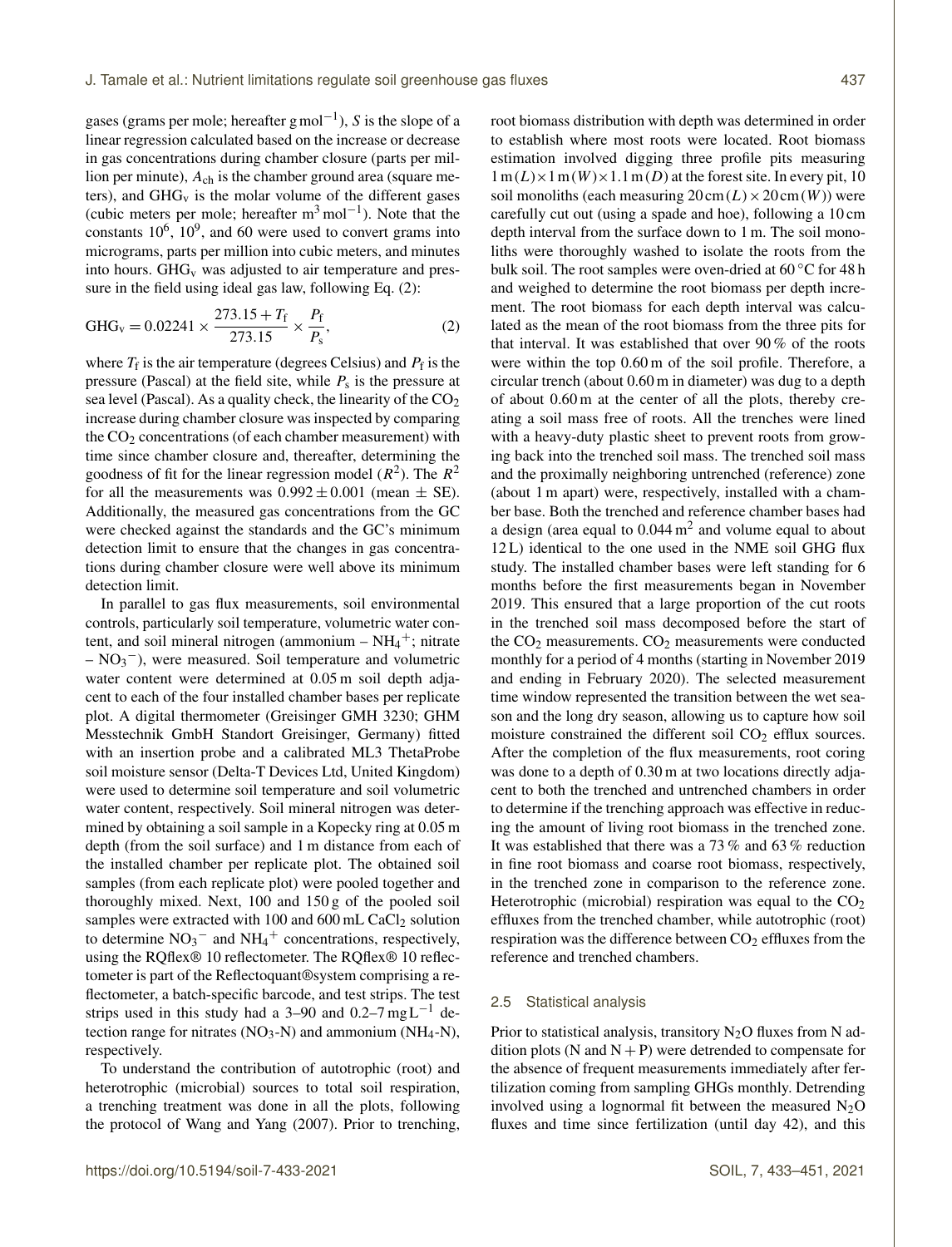gases (grams per mole; hereafter $g\,mol^{-1}$), $S$ is the slope of a linear regression calculated based on the increase or decrease in gas concentrations during chamber closure (parts per million per minute), $A_{ch}$ is the chamber ground area (square meters), and $GHG_v$ is the molar volume of the different gases (cubic meters per mole; hereafter $m^3\,mol^{-1}$). Note that the constants $10^6$, $10^9$, and 60 were used to convert grams into micrograms, parts per million into cubic meters, and minutes into hours. $GHG_v$ was adjusted to air temperature and pressure in the field using ideal gas law, following Eq. (2):

$$GHG_v = 0.02241 \times \frac{273.15 + T_f}{273.15} \times \frac{P_f}{P_s}, \quad (2)$$

where $T_f$ is the air temperature (degrees Celsius) and $P_f$ is the pressure (Pascal) at the field site, while $P_s$ is the pressure at sea level (Pascal). As a quality check, the linearity of the $CO_2$ increase during chamber closure was inspected by comparing the $CO_2$ concentrations (of each chamber measurement) with time since chamber closure and, thereafter, determining the goodness of fit for the linear regression model ($R^2$). The $R^2$ for all the measurements was $0.992 \pm 0.001$ (mean $\pm$ SE). Additionally, the measured gas concentrations from the GC were checked against the standards and the GC's minimum detection limit to ensure that the changes in gas concentrations during chamber closure were well above its minimum detection limit.

In parallel to gas flux measurements, soil environmental controls, particularly soil temperature, volumetric water content, and soil mineral nitrogen (ammonium – $NH_4^+$; nitrate – $NO_3^-$), were measured. Soil temperature and volumetric water content were determined at 0.05 m soil depth adjacent to each of the four installed chamber bases per replicate plot. A digital thermometer (Greisinger GMH 3230; GHM Messtechnik GmbH Standort Greisinger, Germany) fitted with an insertion probe and a calibrated ML3 ThetaProbe soil moisture sensor (Delta-T Devices Ltd, United Kingdom) were used to determine soil temperature and soil volumetric water content, respectively. Soil mineral nitrogen was determined by obtaining a soil sample in a Kopecky ring at 0.05 m depth (from the soil surface) and 1 m distance from each of the installed chamber per replicate plot. The obtained soil samples (from each replicate plot) were pooled together and thoroughly mixed. Next, 100 and 150 g of the pooled soil samples were extracted with 100 and 600 mL $CaCl_2$ solution to determine $NO_3^-$ and $NH_4^+$ concentrations, respectively, using the RQflex® 10 reflectometer. The RQflex® 10 reflectometer is part of the Reflectoquant®system comprising a reflectometer, a batch-specific barcode, and test strips. The test strips used in this study had a 3–90 and 0.2–7 $mg\,L^{-1}$ detection range for nitrates ($NO_3$-N) and ammonium ($NH_4$-N), respectively.

To understand the contribution of autotrophic (root) and heterotrophic (microbial) sources to total soil respiration, a trenching treatment was done in all the plots, following the protocol of Wang and Yang (2007). Prior to trenching, root biomass distribution with depth was determined in order to establish where most roots were located. Root biomass estimation involved digging three profile pits measuring $1\,m\,(L) \times 1\,m\,(W) \times 1.1\,m\,(D)$ at the forest site. In every pit, 10 soil monoliths (each measuring $20\,cm\,(L) \times 20\,cm\,(W)$) were carefully cut out (using a spade and hoe), following a 10 cm depth interval from the surface down to 1 m. The soil monoliths were thoroughly washed to isolate the roots from the bulk soil. The root samples were oven-dried at 60 °C for 48 h and weighed to determine the root biomass per depth increment. The root biomass for each depth interval was calculated as the mean of the root biomass from the three pits for that interval. It was established that over 90 % of the roots were within the top 0.60 m of the soil profile. Therefore, a circular trench (about 0.60 m in diameter) was dug to a depth of about 0.60 m at the center of all the plots, thereby creating a soil mass free of roots. All the trenches were lined with a heavy-duty plastic sheet to prevent roots from growing back into the trenched soil mass. The trenched soil mass and the proximally neighboring untrenched (reference) zone (about 1 m apart) were, respectively, installed with a chamber base. Both the trenched and reference chamber bases had a design (area equal to $0.044\,m^2$ and volume equal to about 12 L) identical to the one used in the NME soil GHG flux study. The installed chamber bases were left standing for 6 months before the first measurements began in November 2019. This ensured that a large proportion of the cut roots in the trenched soil mass decomposed before the start of the $CO_2$ measurements. $CO_2$ measurements were conducted monthly for a period of 4 months (starting in November 2019 and ending in February 2020). The selected measurement time window represented the transition between the wet season and the long dry season, allowing us to capture how soil moisture constrained the different soil $CO_2$ efflux sources. After the completion of the flux measurements, root coring was done to a depth of 0.30 m at two locations directly adjacent to both the trenched and untrenched chambers in order to determine if the trenching approach was effective in reducing the amount of living root biomass in the trenched zone. It was established that there was a 73 % and 63 % reduction in fine root biomass and coarse root biomass, respectively, in the trenched zone in comparison to the reference zone. Heterotrophic (microbial) respiration was equal to the $CO_2$ effluxes from the trenched chamber, while autotrophic (root) respiration was the difference between $CO_2$ effluxes from the reference and trenched chambers.

### 2.5 Statistical analysis

Prior to statistical analysis, transitory $N_2O$ fluxes from N addition plots (N and N + P) were detrended to compensate for the absence of frequent measurements immediately after fertilization coming from sampling GHGs monthly. Detrending involved using a lognormal fit between the measured $N_2O$ fluxes and time since fertilization (until day 42), and this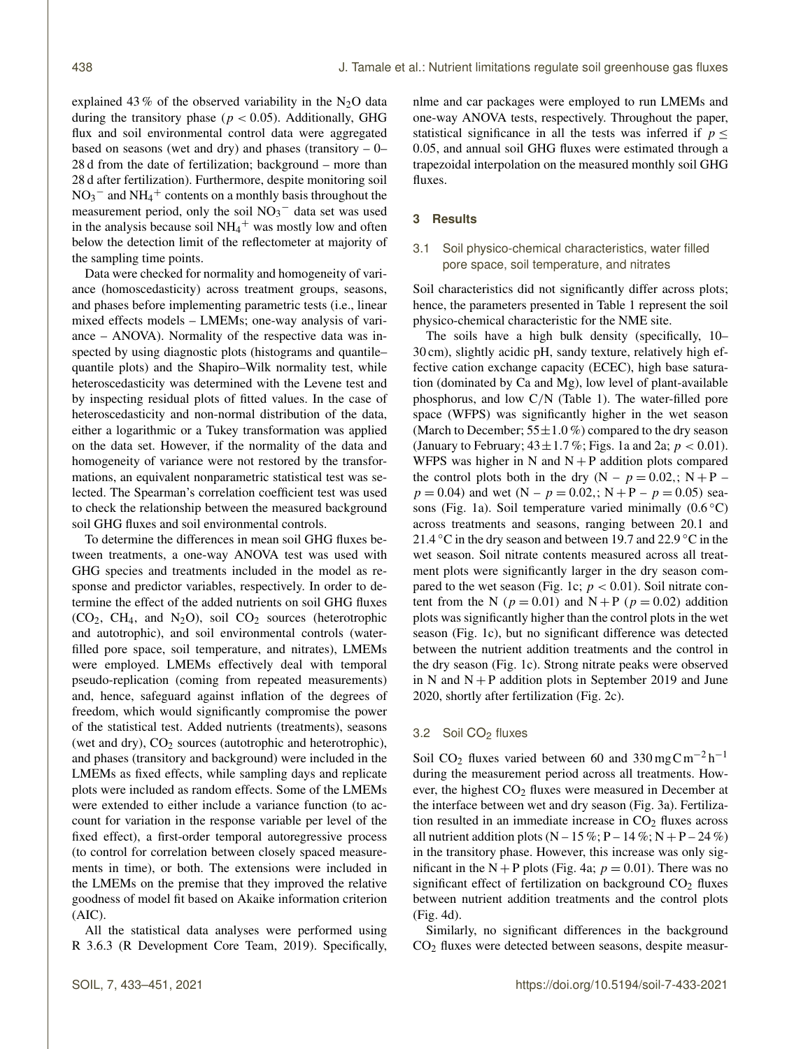explained 43 % of the observed variability in the $N_2O$ data during the transitory phase ($p < 0.05$). Additionally, GHG flux and soil environmental control data were aggregated based on seasons (wet and dry) and phases (transitory – 0–28 d from the date of fertilization; background – more than 28 d after fertilization). Furthermore, despite monitoring soil $NO_3^-$ and $NH_4^+$ contents on a monthly basis throughout the measurement period, only the soil $NO_3^-$ data set was used in the analysis because soil $NH_4^+$ was mostly low and often below the detection limit of the reflectometer at majority of the sampling time points.

Data were checked for normality and homogeneity of variance (homoscedasticity) across treatment groups, seasons, and phases before implementing parametric tests (i.e., linear mixed effects models – LMEMs; one-way analysis of variance – ANOVA). Normality of the respective data was inspected by using diagnostic plots (histograms and quantile–quantile plots) and the Shapiro–Wilk normality test, while heteroscedasticity was determined with the Levene test and by inspecting residual plots of fitted values. In the case of heteroscedasticity and non-normal distribution of the data, either a logarithmic or a Tukey transformation was applied on the data set. However, if the normality of the data and homogeneity of variance were not restored by the transformations, an equivalent nonparametric statistical test was selected. The Spearman's correlation coefficient test was used to check the relationship between the measured background soil GHG fluxes and soil environmental controls.

To determine the differences in mean soil GHG fluxes between treatments, a one-way ANOVA test was used with GHG species and treatments included in the model as response and predictor variables, respectively. In order to determine the effect of the added nutrients on soil GHG fluxes ($CO_2$, $CH_4$, and $N_2O$), soil $CO_2$ sources (heterotrophic and autotrophic), and soil environmental controls (water-filled pore space, soil temperature, and nitrates), LMEMs were employed. LMEMs effectively deal with temporal pseudo-replication (coming from repeated measurements) and, hence, safeguard against inflation of the degrees of freedom, which would significantly compromise the power of the statistical test. Added nutrients (treatments), seasons (wet and dry), $CO_2$ sources (autotrophic and heterotrophic), and phases (transitory and background) were included in the LMEMs as fixed effects, while sampling days and replicate plots were included as random effects. Some of the LMEMs were extended to either include a variance function (to account for variation in the response variable per level of the fixed effect), a first-order temporal autoregressive process (to control for correlation between closely spaced measurements in time), or both. The extensions were included in the LMEMs on the premise that they improved the relative goodness of model fit based on Akaike information criterion (AIC).

All the statistical data analyses were performed using R 3.6.3 (R Development Core Team, 2019). Specifically, nlme and car packages were employed to run LMEMs and one-way ANOVA tests, respectively. Throughout the paper, statistical significance in all the tests was inferred if $p \leq 0.05$, and annual soil GHG fluxes were estimated through a trapezoidal interpolation on the measured monthly soil GHG fluxes.

## 3 Results

### 3.1 Soil physico-chemical characteristics, water filled pore space, soil temperature, and nitrates

Soil characteristics did not significantly differ across plots; hence, the parameters presented in Table 1 represent the soil physico-chemical characteristic for the NME site.

The soils have a high bulk density (specifically, 10–30 cm), slightly acidic pH, sandy texture, relatively high effective cation exchange capacity (ECEC), high base saturation (dominated by Ca and Mg), low level of plant-available phosphorus, and low C/N (Table 1). The water-filled pore space (WFPS) was significantly higher in the wet season (March to December; $55 \pm 1.0$ %) compared to the dry season (January to February; $43 \pm 1.7$ %; Figs. 1a and 2a; $p < 0.01$). WFPS was higher in N and N + P addition plots compared the control plots both in the dry (N – $p = 0.02$,; N + P – $p = 0.04$) and wet (N – $p = 0.02$,; N + P – $p = 0.05$) seasons (Fig. 1a). Soil temperature varied minimally (0.6 °C) across treatments and seasons, ranging between 20.1 and 21.4 °C in the dry season and between 19.7 and 22.9 °C in the wet season. Soil nitrate contents measured across all treatment plots were significantly larger in the dry season compared to the wet season (Fig. 1c; $p < 0.01$). Soil nitrate content from the N ($p = 0.01$) and N + P ($p = 0.02$) addition plots was significantly higher than the control plots in the wet season (Fig. 1c), but no significant difference was detected between the nutrient addition treatments and the control in the dry season (Fig. 1c). Strong nitrate peaks were observed in N and N + P addition plots in September 2019 and June 2020, shortly after fertilization (Fig. 2c).

### 3.2 Soil $CO_2$ fluxes

Soil $CO_2$ fluxes varied between 60 and 330 $mg\,C\,m^{-2}\,h^{-1}$ during the measurement period across all treatments. However, the highest $CO_2$ fluxes were measured in December at the interface between wet and dry season (Fig. 3a). Fertilization resulted in an immediate increase in $CO_2$ fluxes across all nutrient addition plots (N – 15 %; P – 14 %; N + P – 24 %) in the transitory phase. However, this increase was only significant in the N + P plots (Fig. 4a; $p = 0.01$). There was no significant effect of fertilization on background $CO_2$ fluxes between nutrient addition treatments and the control plots (Fig. 4d).

Similarly, no significant differences in the background $CO_2$ fluxes were detected between seasons, despite measur-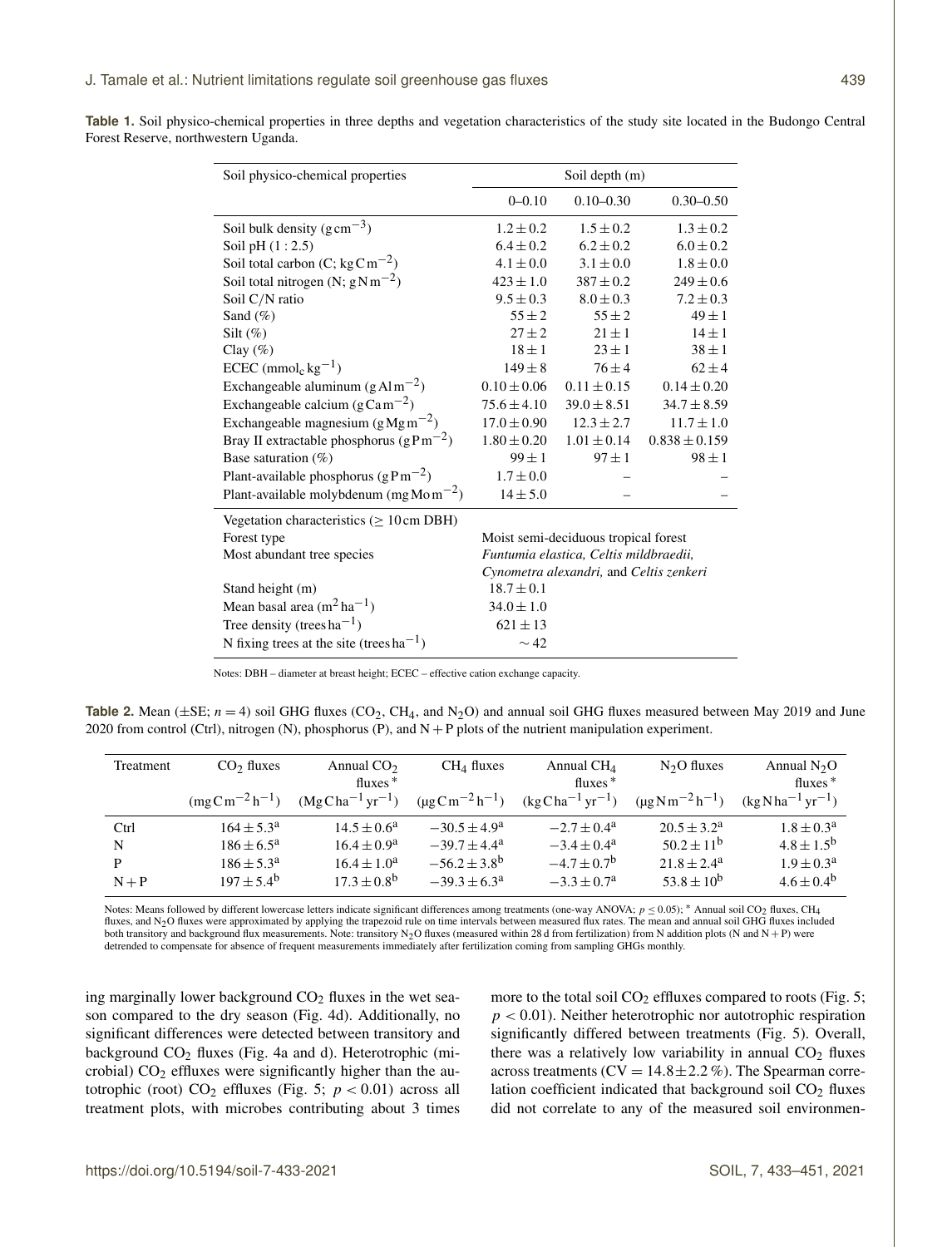**Table 1.** Soil physico-chemical properties in three depths and vegetation characteristics of the study site located in the Budongo Central Forest Reserve, northwestern Uganda.

| Soil physico-chemical properties | Soil depth (m) | | |
|---|---|---|---|
| | 0–0.10 | 0.10–0.30 | 0.30–0.50 |
| Soil bulk density ($g\,cm^{-3}$) | $1.2 \pm 0.2$ | $1.5 \pm 0.2$ | $1.3 \pm 0.2$ |
| Soil pH (1 : 2.5) | $6.4 \pm 0.2$ | $6.2 \pm 0.2$ | $6.0 \pm 0.2$ |
| Soil total carbon (C; $kg\,C\,m^{-2}$) | $4.1 \pm 0.0$ | $3.1 \pm 0.0$ | $1.8 \pm 0.0$ |
| Soil total nitrogen (N; $g\,N\,m^{-2}$) | $423 \pm 1.0$ | $387 \pm 0.2$ | $249 \pm 0.6$ |
| Soil C/N ratio | $9.5 \pm 0.3$ | $8.0 \pm 0.3$ | $7.2 \pm 0.3$ |
| Sand (%) | $55 \pm 2$ | $55 \pm 2$ | $49 \pm 1$ |
| Silt (%) | $27 \pm 2$ | $21 \pm 1$ | $14 \pm 1$ |
| Clay (%) | $18 \pm 1$ | $23 \pm 1$ | $38 \pm 1$ |
| ECEC ($mmol_c\,kg^{-1}$) | $149 \pm 8$ | $76 \pm 4$ | $62 \pm 4$ |
| Exchangeable aluminum ($g\,Al\,m^{-2}$) | $0.10 \pm 0.06$ | $0.11 \pm 0.15$ | $0.14 \pm 0.20$ |
| Exchangeable calcium ($g\,Ca\,m^{-2}$) | $75.6 \pm 4.10$ | $39.0 \pm 8.51$ | $34.7 \pm 8.59$ |
| Exchangeable magnesium ($g\,Mg\,m^{-2}$) | $17.0 \pm 0.90$ | $12.3 \pm 2.7$ | $11.7 \pm 1.0$ |
| Bray II extractable phosphorus ($g\,P\,m^{-2}$) | $1.80 \pm 0.20$ | $1.01 \pm 0.14$ | $0.838 \pm 0.159$ |
| Base saturation (%) | $99 \pm 1$ | $97 \pm 1$ | $98 \pm 1$ |
| Plant-available phosphorus ($g\,P\,m^{-2}$) | $1.7 \pm 0.0$ | – | – |
| Plant-available molybdenum ($mg\,Mo\,m^{-2}$) | $14 \pm 5.0$ | – | – |
| Vegetation characteristics ($\geq$ 10 cm DBH) | | | |
| Forest type | Moist semi-deciduous tropical forest | | |
| Most abundant tree species | *Funtumia elastica, Celtis mildbraedii, Cynometra alexandri,* and *Celtis zenkeri* | | |
| Stand height (m) | $18.7 \pm 0.1$ | | |
| Mean basal area ($m^2\,ha^{-1}$) | $34.0 \pm 1.0$ | | |
| Tree density ($trees\,ha^{-1}$) | $621 \pm 13$ | | |
| N fixing trees at the site ($trees\,ha^{-1}$) | ∼ 42 | | |

Notes: DBH – diameter at breast height; ECEC – effective cation exchange capacity.

**Table 2.** Mean ($\pm$SE; $n = 4$) soil GHG fluxes ($CO_2$, $CH_4$, and $N_2O$) and annual soil GHG fluxes measured between May 2019 and June 2020 from control (Ctrl), nitrogen (N), phosphorus (P), and N + P plots of the nutrient manipulation experiment.

| Treatment | $CO_2$ fluxes ($mg\,C\,m^{-2}\,h^{-1}$) | Annual $CO_2$ fluxes* ($Mg\,C\,ha^{-1}\,yr^{-1}$) | $CH_4$ fluxes ($\mu g\,C\,m^{-2}\,h^{-1}$) | Annual $CH_4$ fluxes* ($kg\,C\,ha^{-1}\,yr^{-1}$) | $N_2O$ fluxes ($\mu g\,N\,m^{-2}\,h^{-1}$) | Annual $N_2O$ fluxes* ($kg\,N\,ha^{-1}\,yr^{-1}$) |
|---|---|---|---|---|---|---|
| Ctrl | $164 \pm 5.3^a$ | $14.5 \pm 0.6^a$ | $-30.5 \pm 4.9^a$ | $-2.7 \pm 0.4^a$ | $20.5 \pm 3.2^a$ | $1.8 \pm 0.3^a$ |
| N | $186 \pm 6.5^a$ | $16.4 \pm 0.9^a$ | $-39.7 \pm 4.4^a$ | $-3.4 \pm 0.4^a$ | $50.2 \pm 11^b$ | $4.8 \pm 1.5^b$ |
| P | $186 \pm 5.3^a$ | $16.4 \pm 1.0^a$ | $-56.2 \pm 3.8^b$ | $-4.7 \pm 0.7^b$ | $21.8 \pm 2.4^a$ | $1.9 \pm 0.3^a$ |
| N + P | $197 \pm 5.4^b$ | $17.3 \pm 0.8^b$ | $-39.3 \pm 6.3^a$ | $-3.3 \pm 0.7^a$ | $53.8 \pm 10^b$ | $4.6 \pm 0.4^b$ |

Notes: Means followed by different lowercase letters indicate significant differences among treatments (one-way ANOVA; $p \leq 0.05$); * Annual soil $CO_2$ fluxes, $CH_4$ fluxes, and $N_2O$ fluxes were approximated by applying the trapezoid rule on time intervals between measured flux rates. The mean and annual soil GHG fluxes included both transitory and background flux measurements. Note: transitory $N_2O$ fluxes (measured within 28 d from fertilization) from N addition plots (N and N + P) were detrended to compensate for absence of frequent measurements immediately after fertilization coming from sampling GHGs monthly.

ing marginally lower background $CO_2$ fluxes in the wet season compared to the dry season (Fig. 4d). Additionally, no significant differences were detected between transitory and background $CO_2$ fluxes (Fig. 4a and d). Heterotrophic (microbial) $CO_2$ effluxes were significantly higher than the autotrophic (root) $CO_2$ effluxes (Fig. 5; $p < 0.01$) across all treatment plots, with microbes contributing about 3 times more to the total soil $CO_2$ effluxes compared to roots (Fig. 5; $p < 0.01$). Neither heterotrophic nor autotrophic respiration significantly differed between treatments (Fig. 5). Overall, there was a relatively low variability in annual $CO_2$ fluxes across treatments ($CV = 14.8 \pm 2.2\,\%$). The Spearman correlation coefficient indicated that background soil $CO_2$ fluxes did not correlate to any of the measured soil environmen-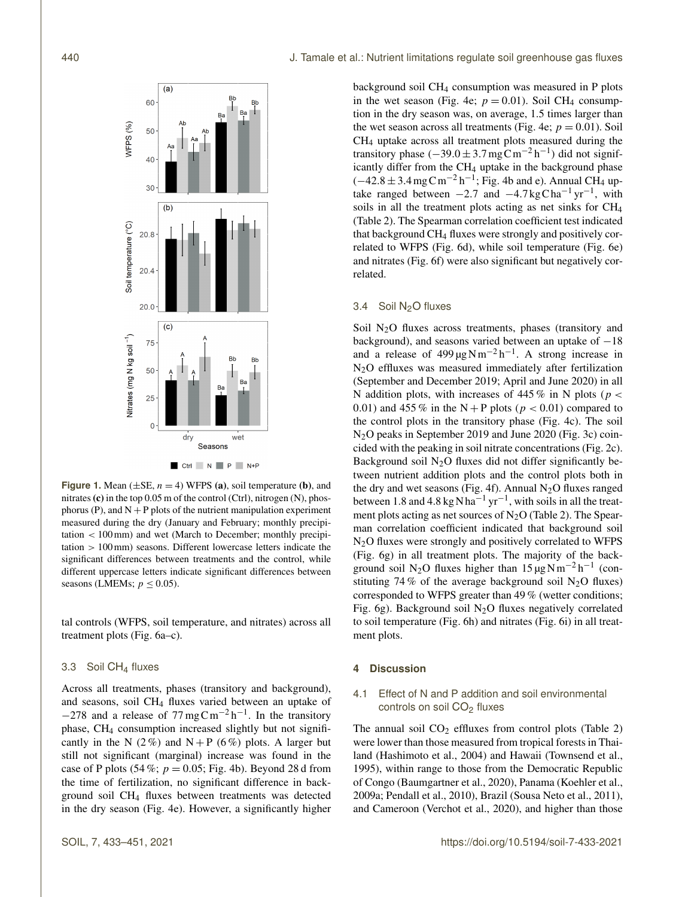**Figure 1.** Mean (±SE, $n = 4$) WFPS **(a)**, soil temperature **(b)**, and nitrates **(c)** in the top 0.05 m of the control (Ctrl), nitrogen (N), phosphorus (P), and N + P plots of the nutrient manipulation experiment measured during the dry (January and February; monthly precipitation < 100 mm) and wet (March to December; monthly precipitation > 100 mm) seasons. Different lowercase letters indicate the significant differences between treatments and the control, while different uppercase letters indicate significant differences between seasons (LMEMs; $p \leq 0.05$).

tal controls (WFPS, soil temperature, and nitrates) across all treatment plots (Fig. 6a–c).

### 3.3 Soil $CH_4$ fluxes

Across all treatments, phases (transitory and background), and seasons, soil $CH_4$ fluxes varied between an uptake of −278 and a release of $77\,\text{mg C m}^{-2}\,\text{h}^{-1}$. In the transitory phase, $CH_4$ consumption increased slightly but not significantly in the N (2 %) and N + P (6 %) plots. A larger but still not significant (marginal) increase was found in the case of P plots (54 %; $p = 0.05$; Fig. 4b). Beyond 28 d from the time of fertilization, no significant difference in background soil $CH_4$ fluxes between treatments was detected in the dry season (Fig. 4e). However, a significantly higher background soil $CH_4$ consumption was measured in P plots in the wet season (Fig. 4e; $p = 0.01$). Soil $CH_4$ consumption in the dry season was, on average, 1.5 times larger than the wet season across all treatments (Fig. 4e; $p = 0.01$). Soil $CH_4$ uptake across all treatment plots measured during the transitory phase ($-39.0 \pm 3.7\,\text{mg C m}^{-2}\,\text{h}^{-1}$) did not significantly differ from the $CH_4$ uptake in the background phase ($-42.8 \pm 3.4\,\text{mg C m}^{-2}\,\text{h}^{-1}$; Fig. 4b and e). Annual $CH_4$ uptake ranged between −2.7 and $-4.7\,\text{kg C ha}^{-1}\,\text{yr}^{-1}$, with soils in all the treatment plots acting as net sinks for $CH_4$ (Table 2). The Spearman correlation coefficient test indicated that background $CH_4$ fluxes were strongly and positively correlated to WFPS (Fig. 6d), while soil temperature (Fig. 6e) and nitrates (Fig. 6f) were also significant but negatively correlated.

### 3.4 Soil $N_2O$ fluxes

Soil $N_2O$ fluxes across treatments, phases (transitory and background), and seasons varied between an uptake of −18 and a release of $499\,\mu\text{g N m}^{-2}\,\text{h}^{-1}$. A strong increase in $N_2O$ effluxes was measured immediately after fertilization (September and December 2019; April and June 2020) in all N addition plots, with increases of 445 % in N plots ($p < 0.01$) and 455 % in the N + P plots ($p < 0.01$) compared to the control plots in the transitory phase (Fig. 4c). The soil $N_2O$ peaks in September 2019 and June 2020 (Fig. 3c) coincided with the peaking in soil nitrate concentrations (Fig. 2c). Background soil $N_2O$ fluxes did not differ significantly between nutrient addition plots and the control plots both in the dry and wet seasons (Fig. 4f). Annual $N_2O$ fluxes ranged between 1.8 and $4.8\,\text{kg N ha}^{-1}\,\text{yr}^{-1}$, with soils in all the treatment plots acting as net sources of $N_2O$ (Table 2). The Spearman correlation coefficient indicated that background soil $N_2O$ fluxes were strongly and positively correlated to WFPS (Fig. 6g) in all treatment plots. The majority of the background soil $N_2O$ fluxes higher than $15\,\mu\text{g N m}^{-2}\,\text{h}^{-1}$ (constituting 74 % of the average background soil $N_2O$ fluxes) corresponded to WFPS greater than 49 % (wetter conditions; Fig. 6g). Background soil $N_2O$ fluxes negatively correlated to soil temperature (Fig. 6h) and nitrates (Fig. 6i) in all treatment plots.

## 4 Discussion

### 4.1 Effect of N and P addition and soil environmental controls on soil $CO_2$ fluxes

The annual soil $CO_2$ effluxes from control plots (Table 2) were lower than those measured from tropical forests in Thailand (Hashimoto et al., 2004) and Hawaii (Townsend et al., 1995), within range to those from the Democratic Republic of Congo (Baumgartner et al., 2020), Panama (Koehler et al., 2009a; Pendall et al., 2010), Brazil (Sousa Neto et al., 2011), and Cameroon (Verchot et al., 2020), and higher than those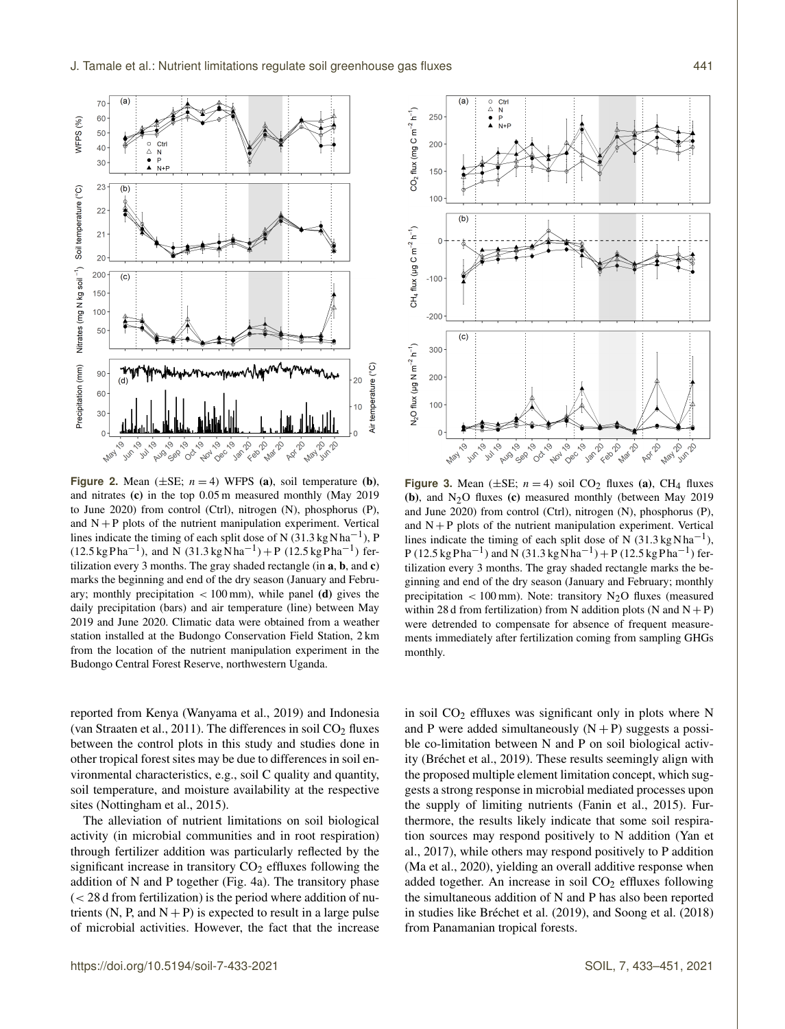**Figure 2.** Mean (±SE; $n = 4$) WFPS **(a)**, soil temperature **(b)**, and nitrates **(c)** in the top 0.05 m measured monthly (May 2019 to June 2020) from control (Ctrl), nitrogen (N), phosphorus (P), and N + P plots of the nutrient manipulation experiment. Vertical lines indicate the timing of each split dose of N ($31.3\,\mathrm{kg\,N\,ha^{-1}}$), P ($12.5\,\mathrm{kg\,P\,ha^{-1}}$), and N ($31.3\,\mathrm{kg\,N\,ha^{-1}}$) + P ($12.5\,\mathrm{kg\,P\,ha^{-1}}$) fertilization every 3 months. The gray shaded rectangle (in **a**, **b**, and **c**) marks the beginning and end of the dry season (January and February; monthly precipitation < 100 mm), while panel **(d)** gives the daily precipitation (bars) and air temperature (line) between May 2019 and June 2020. Climatic data were obtained from a weather station installed at the Budongo Conservation Field Station, 2 km from the location of the nutrient manipulation experiment in the Budongo Central Forest Reserve, northwestern Uganda.

**Figure 3.** Mean (±SE; $n = 4$) soil $CO_2$ fluxes **(a)**, $CH_4$ fluxes **(b)**, and $N_2O$ fluxes **(c)** measured monthly (between May 2019 and June 2020) from control (Ctrl), nitrogen (N), phosphorus (P), and N + P plots of the nutrient manipulation experiment. Vertical lines indicate the timing of each split dose of N ($31.3\,\mathrm{kg\,N\,ha^{-1}}$), P ($12.5\,\mathrm{kg\,P\,ha^{-1}}$) and N ($31.3\,\mathrm{kg\,N\,ha^{-1}}$) + P ($12.5\,\mathrm{kg\,P\,ha^{-1}}$) fertilization every 3 months. The gray shaded rectangle marks the beginning and end of the dry season (January and February; monthly precipitation < 100 mm). Note: transitory $N_2O$ fluxes (measured within 28 d from fertilization) from N addition plots (N and N + P) were detrended to compensate for absence of frequent measurements immediately after fertilization coming from sampling GHGs monthly.

reported from Kenya (Wanyama et al., 2019) and Indonesia (van Straaten et al., 2011). The differences in soil $CO_2$ fluxes between the control plots in this study and studies done in other tropical forest sites may be due to differences in soil environmental characteristics, e.g., soil C quality and quantity, soil temperature, and moisture availability at the respective sites (Nottingham et al., 2015).

The alleviation of nutrient limitations on soil biological activity (in microbial communities and in root respiration) through fertilizer addition was partially reflected by the significant increase in transitory $CO_2$ effluxes following the addition of N and P together (Fig. 4a). The transitory phase (< 28 d from fertilization) is the period where addition of nutrients (N, P, and N + P) is expected to result in a large pulse of microbial activities. However, the fact that the increase in soil $CO_2$ effluxes was significant only in plots where N and P were added simultaneously (N + P) suggests a possible co-limitation between N and P on soil biological activity (Bréchet et al., 2019). These results seemingly align with the proposed multiple element limitation concept, which suggests a strong response in microbial mediated processes upon the supply of limiting nutrients (Fanin et al., 2015). Furthermore, the results likely indicate that some soil respiration sources may respond positively to N addition (Yan et al., 2017), while others may respond positively to P addition (Ma et al., 2020), yielding an overall additive response when added together. An increase in soil $CO_2$ effluxes following the simultaneous addition of N and P has also been reported in studies like Bréchet et al. (2019), and Soong et al. (2018) from Panamanian tropical forests.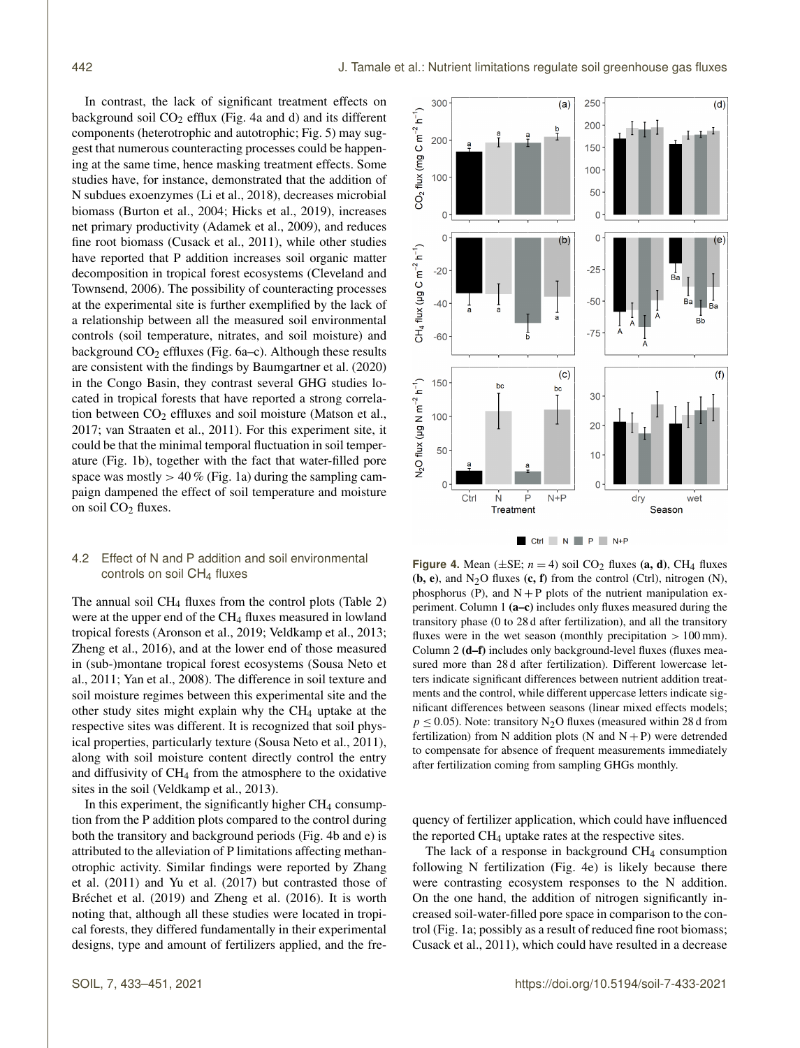In contrast, the lack of significant treatment effects on background soil $CO_2$ efflux (Fig. 4a and d) and its different components (heterotrophic and autotrophic; Fig. 5) may suggest that numerous counteracting processes could be happening at the same time, hence masking treatment effects. Some studies have, for instance, demonstrated that the addition of N subdues exoenzymes (Li et al., 2018), decreases microbial biomass (Burton et al., 2004; Hicks et al., 2019), increases net primary productivity (Adamek et al., 2009), and reduces fine root biomass (Cusack et al., 2011), while other studies have reported that P addition increases soil organic matter decomposition in tropical forest ecosystems (Cleveland and Townsend, 2006). The possibility of counteracting processes at the experimental site is further exemplified by the lack of a relationship between all the measured soil environmental controls (soil temperature, nitrates, and soil moisture) and background $CO_2$ effluxes (Fig. 6a–c). Although these results are consistent with the findings by Baumgartner et al. (2020) in the Congo Basin, they contrast several GHG studies located in tropical forests that have reported a strong correlation between $CO_2$ effluxes and soil moisture (Matson et al., 2017; van Straaten et al., 2011). For this experiment site, it could be that the minimal temporal fluctuation in soil temperature (Fig. 1b), together with the fact that water-filled pore space was mostly $> 40\,\%$ (Fig. 1a) during the sampling campaign dampened the effect of soil temperature and moisture on soil $CO_2$ fluxes.

### 4.2 Effect of N and P addition and soil environmental controls on soil $CH_4$ fluxes

The annual soil $CH_4$ fluxes from the control plots (Table 2) were at the upper end of the $CH_4$ fluxes measured in lowland tropical forests (Aronson et al., 2019; Veldkamp et al., 2013; Zheng et al., 2016), and at the lower end of those measured in (sub-)montane tropical forest ecosystems (Sousa Neto et al., 2011; Yan et al., 2008). The difference in soil texture and soil moisture regimes between this experimental site and the other study sites might explain why the $CH_4$ uptake at the respective sites was different. It is recognized that soil physical properties, particularly texture (Sousa Neto et al., 2011), along with soil moisture content directly control the entry and diffusivity of $CH_4$ from the atmosphere to the oxidative sites in the soil (Veldkamp et al., 2013).

In this experiment, the significantly higher $CH_4$ consumption from the P addition plots compared to the control during both the transitory and background periods (Fig. 4b and e) is attributed to the alleviation of P limitations affecting methanotrophic activity. Similar findings were reported by Zhang et al. (2011) and Yu et al. (2017) but contrasted those of Bréchet et al. (2019) and Zheng et al. (2016). It is worth noting that, although all these studies were located in tropical forests, they differed fundamentally in their experimental designs, type and amount of fertilizers applied, and the frequency of fertilizer application, which could have influenced the reported $CH_4$ uptake rates at the respective sites.

**Figure 4.** Mean ($\pm$SE; $n = 4$) soil $CO_2$ fluxes **(a, d)**, $CH_4$ fluxes **(b, e)**, and $N_2O$ fluxes **(c, f)** from the control (Ctrl), nitrogen (N), phosphorus (P), and $N+P$ plots of the nutrient manipulation experiment. Column 1 **(a–c)** includes only fluxes measured during the transitory phase (0 to 28 d after fertilization), and all the transitory fluxes were in the wet season (monthly precipitation $> 100$ mm). Column 2 **(d–f)** includes only background-level fluxes (fluxes measured more than 28 d after fertilization). Different lowercase letters indicate significant differences between nutrient addition treatments and the control, while different uppercase letters indicate significant differences between seasons (linear mixed effects models; $p \leq 0.05$). Note: transitory $N_2O$ fluxes (measured within 28 d from fertilization) from N addition plots (N and $N+P$) were detrended to compensate for absence of frequent measurements immediately after fertilization coming from sampling GHGs monthly.

The lack of a response in background $CH_4$ consumption following N fertilization (Fig. 4e) is likely because there were contrasting ecosystem responses to the N addition. On the one hand, the addition of nitrogen significantly increased soil-water-filled pore space in comparison to the control (Fig. 1a; possibly as a result of reduced fine root biomass; Cusack et al., 2011), which could have resulted in a decrease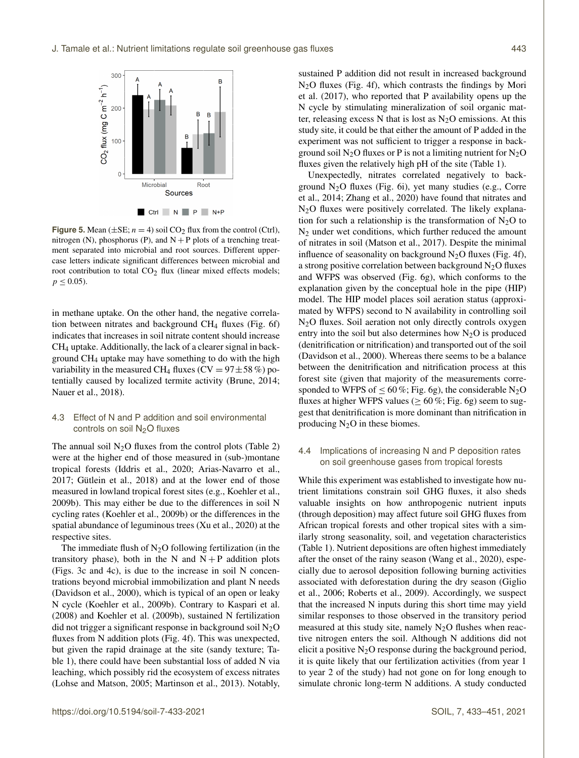**Figure 5.** Mean ($\pm$SE; $n = 4$) soil $CO_2$ flux from the control (Ctrl), nitrogen (N), phosphorus (P), and N + P plots of a trenching treatment separated into microbial and root sources. Different uppercase letters indicate significant differences between microbial and root contribution to total $CO_2$ flux (linear mixed effects models; $p \leq 0.05$).

in methane uptake. On the other hand, the negative correlation between nitrates and background $CH_4$ fluxes (Fig. 6f) indicates that increases in soil nitrate content should increase $CH_4$ uptake. Additionally, the lack of a clearer signal in background $CH_4$ uptake may have something to do with the high variability in the measured $CH_4$ fluxes (CV = 97 $\pm$ 58 %) potentially caused by localized termite activity (Brune, 2014; Nauer et al., 2018).

### 4.3 Effect of N and P addition and soil environmental controls on soil $N_2O$ fluxes

The annual soil $N_2O$ fluxes from the control plots (Table 2) were at the higher end of those measured in (sub-)montane tropical forests (Iddris et al., 2020; Arias-Navarro et al., 2017; Gütlein et al., 2018) and at the lower end of those measured in lowland tropical forest sites (e.g., Koehler et al., 2009b). This may either be due to the differences in soil N cycling rates (Koehler et al., 2009b) or the differences in the spatial abundance of leguminous trees (Xu et al., 2020) at the respective sites.

The immediate flush of $N_2O$ following fertilization (in the transitory phase), both in the N and N + P addition plots (Figs. 3c and 4c), is due to the increase in soil N concentrations beyond microbial immobilization and plant N needs (Davidson et al., 2000), which is typical of an open or leaky N cycle (Koehler et al., 2009b). Contrary to Kaspari et al. (2008) and Koehler et al. (2009b), sustained N fertilization did not trigger a significant response in background soil $N_2O$ fluxes from N addition plots (Fig. 4f). This was unexpected, but given the rapid drainage at the site (sandy texture; Table 1), there could have been substantial loss of added N via leaching, which possibly rid the ecosystem of excess nitrates (Lohse and Matson, 2005; Martinson et al., 2013). Notably, sustained P addition did not result in increased background $N_2O$ fluxes (Fig. 4f), which contrasts the findings by Mori et al. (2017), who reported that P availability opens up the N cycle by stimulating mineralization of soil organic matter, releasing excess N that is lost as $N_2O$ emissions. At this study site, it could be that either the amount of P added in the experiment was not sufficient to trigger a response in background soil $N_2O$ fluxes or P is not a limiting nutrient for $N_2O$ fluxes given the relatively high pH of the site (Table 1).

Unexpectedly, nitrates correlated negatively to background $N_2O$ fluxes (Fig. 6i), yet many studies (e.g., Corre et al., 2014; Zhang et al., 2020) have found that nitrates and $N_2O$ fluxes were positively correlated. The likely explanation for such a relationship is the transformation of $N_2O$ to $N_2$ under wet conditions, which further reduced the amount of nitrates in soil (Matson et al., 2017). Despite the minimal influence of seasonality on background $N_2O$ fluxes (Fig. 4f), a strong positive correlation between background $N_2O$ fluxes and WFPS was observed (Fig. 6g), which conforms to the explanation given by the conceptual hole in the pipe (HIP) model. The HIP model places soil aeration status (approximated by WFPS) second to N availability in controlling soil $N_2O$ fluxes. Soil aeration not only directly controls oxygen entry into the soil but also determines how $N_2O$ is produced (denitrification or nitrification) and transported out of the soil (Davidson et al., 2000). Whereas there seems to be a balance between the denitrification and nitrification process at this forest site (given that majority of the measurements corresponded to WFPS of $\leq 60$ %; Fig. 6g), the considerable $N_2O$ fluxes at higher WFPS values ($\geq 60$ %; Fig. 6g) seem to suggest that denitrification is more dominant than nitrification in producing $N_2O$ in these biomes.

### 4.4 Implications of increasing N and P deposition rates on soil greenhouse gases from tropical forests

While this experiment was established to investigate how nutrient limitations constrain soil GHG fluxes, it also sheds valuable insights on how anthropogenic nutrient inputs (through deposition) may affect future soil GHG fluxes from African tropical forests and other tropical sites with a similarly strong seasonality, soil, and vegetation characteristics (Table 1). Nutrient depositions are often highest immediately after the onset of the rainy season (Wang et al., 2020), especially due to aerosol deposition following burning activities associated with deforestation during the dry season (Giglio et al., 2006; Roberts et al., 2009). Accordingly, we suspect that the increased N inputs during this short time may yield similar responses to those observed in the transitory period measured at this study site, namely $N_2O$ flushes when reactive nitrogen enters the soil. Although N additions did not elicit a positive $N_2O$ response during the background period, it is quite likely that our fertilization activities (from year 1 to year 2 of the study) had not gone on for long enough to simulate chronic long-term N additions. A study conducted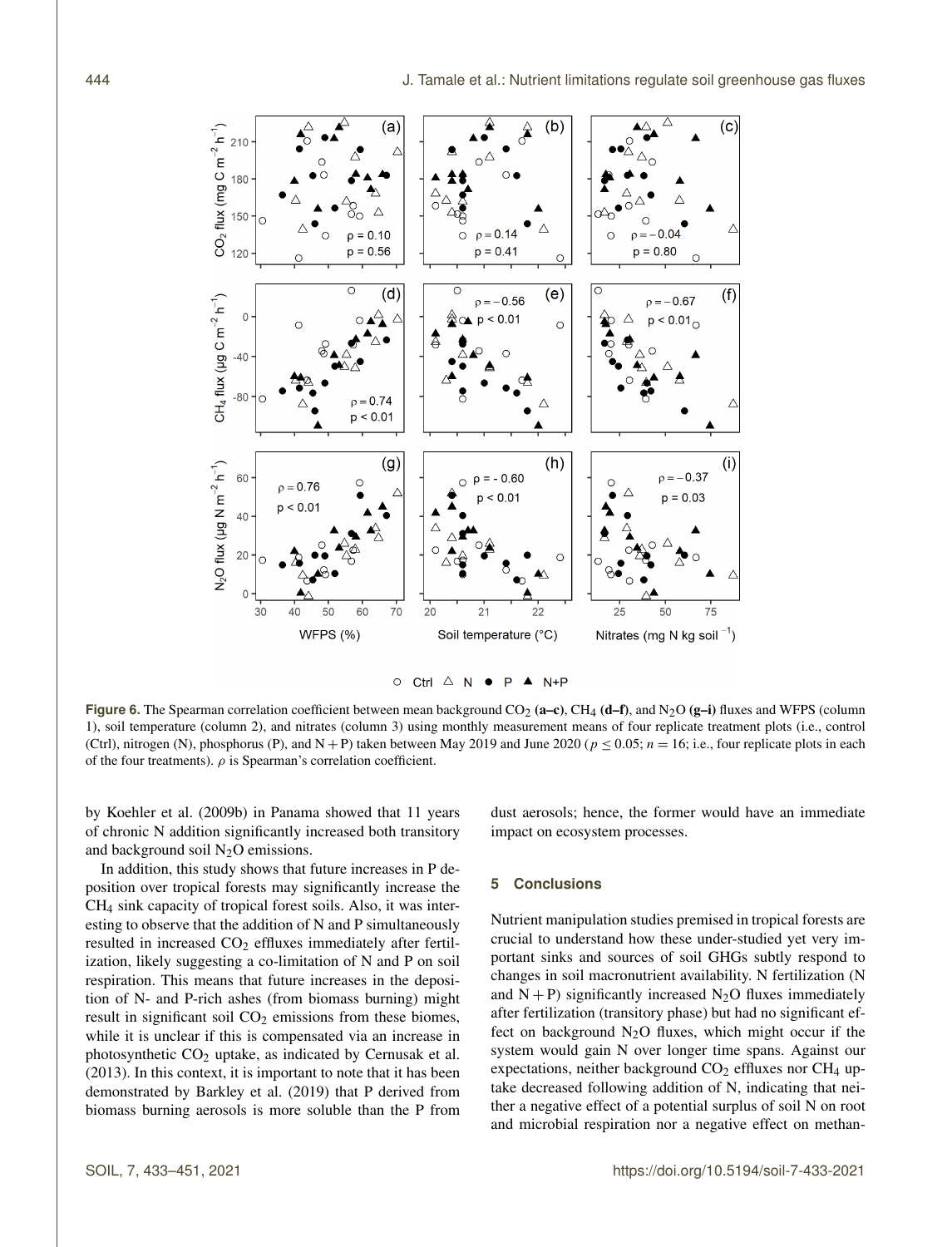**Figure 6.** The Spearman correlation coefficient between mean background $CO_2$ **(a–c)**, $CH_4$ **(d–f)**, and $N_2O$ **(g–i)** fluxes and WFPS (column 1), soil temperature (column 2), and nitrates (column 3) using monthly measurement means of four replicate treatment plots (i.e., control (Ctrl), nitrogen (N), phosphorus (P), and N + P) taken between May 2019 and June 2020 ($p \leq 0.05$; $n = 16$; i.e., four replicate plots in each of the four treatments). $\rho$ is Spearman's correlation coefficient.

by Koehler et al. (2009b) in Panama showed that 11 years of chronic N addition significantly increased both transitory and background soil $N_2O$ emissions.

In addition, this study shows that future increases in P deposition over tropical forests may significantly increase the $CH_4$ sink capacity of tropical forest soils. Also, it was interesting to observe that the addition of N and P simultaneously resulted in increased $CO_2$ effluxes immediately after fertilization, likely suggesting a co-limitation of N and P on soil respiration. This means that future increases in the deposition of N- and P-rich ashes (from biomass burning) might result in significant soil $CO_2$ emissions from these biomes, while it is unclear if this is compensated via an increase in photosynthetic $CO_2$ uptake, as indicated by Cernusak et al. (2013). In this context, it is important to note that it has been demonstrated by Barkley et al. (2019) that P derived from biomass burning aerosols is more soluble than the P from dust aerosols; hence, the former would have an immediate impact on ecosystem processes.

## 5 Conclusions

Nutrient manipulation studies premised in tropical forests are crucial to understand how these under-studied yet very important sinks and sources of soil GHGs subtly respond to changes in soil macronutrient availability. N fertilization (N and N + P) significantly increased $N_2O$ fluxes immediately after fertilization (transitory phase) but had no significant effect on background $N_2O$ fluxes, which might occur if the system would gain N over longer time spans. Against our expectations, neither background $CO_2$ effluxes nor $CH_4$ uptake decreased following addition of N, indicating that neither a negative effect of a potential surplus of soil N on root and microbial respiration nor a negative effect on methan-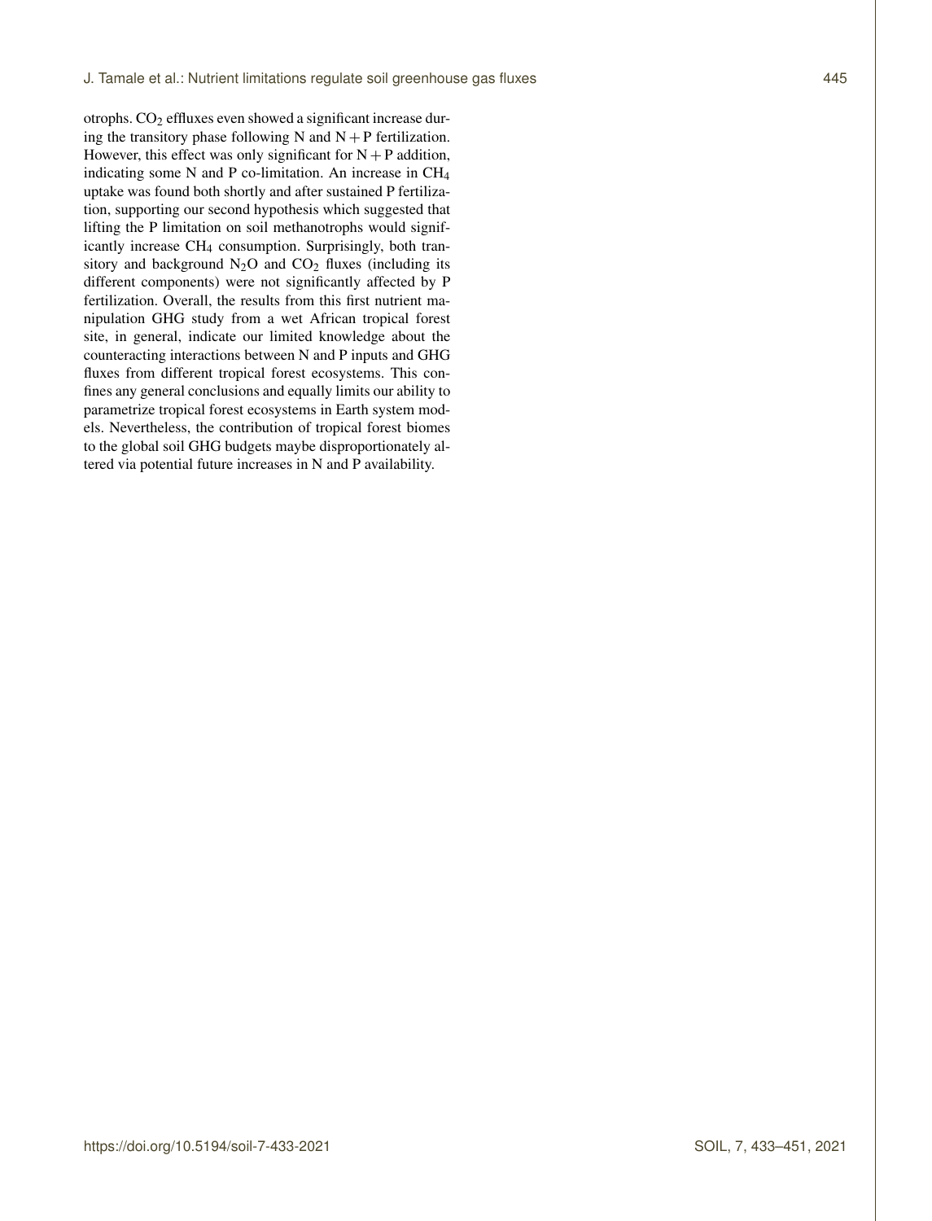otrophs. $CO_2$ effluxes even showed a significant increase during the transitory phase following N and N + P fertilization. However, this effect was only significant for N + P addition, indicating some N and P co-limitation. An increase in $CH_4$ uptake was found both shortly and after sustained P fertilization, supporting our second hypothesis which suggested that lifting the P limitation on soil methanotrophs would significantly increase $CH_4$ consumption. Surprisingly, both transitory and background $N_2O$ and $CO_2$ fluxes (including its different components) were not significantly affected by P fertilization. Overall, the results from this first nutrient manipulation GHG study from a wet African tropical forest site, in general, indicate our limited knowledge about the counteracting interactions between N and P inputs and GHG fluxes from different tropical forest ecosystems. This confines any general conclusions and equally limits our ability to parametrize tropical forest ecosystems in Earth system models. Nevertheless, the contribution of tropical forest biomes to the global soil GHG budgets maybe disproportionately altered via potential future increases in N and P availability.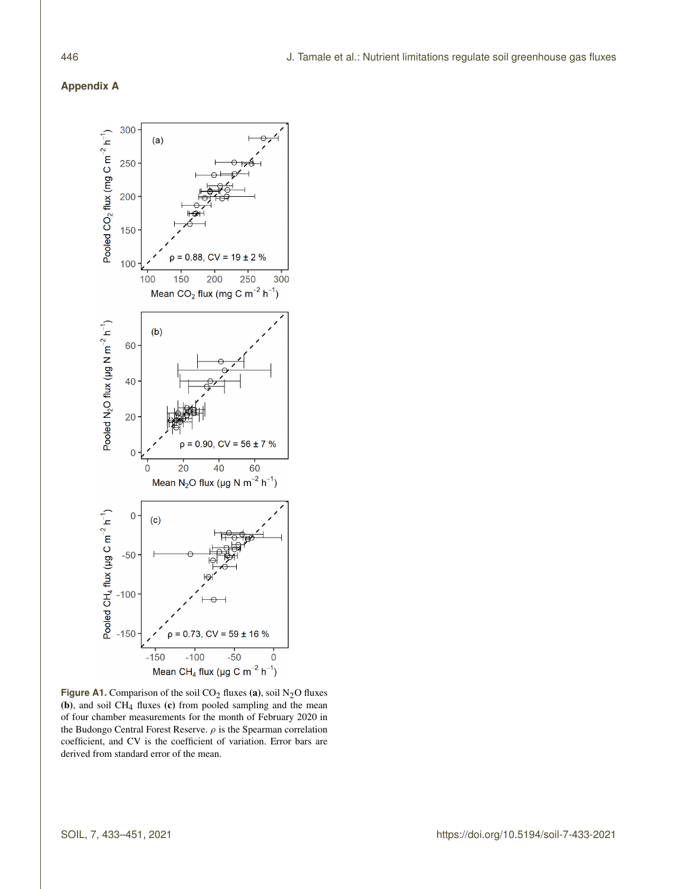## Appendix A

**Figure A1.** Comparison of the soil $CO_2$ fluxes **(a)**, soil $N_2O$ fluxes **(b)**, and soil $CH_4$ fluxes **(c)** from pooled sampling and the mean of four chamber measurements for the month of February 2020 in the Budongo Central Forest Reserve. $\rho$ is the Spearman correlation coefficient, and CV is the coefficient of variation. Error bars are derived from standard error of the mean.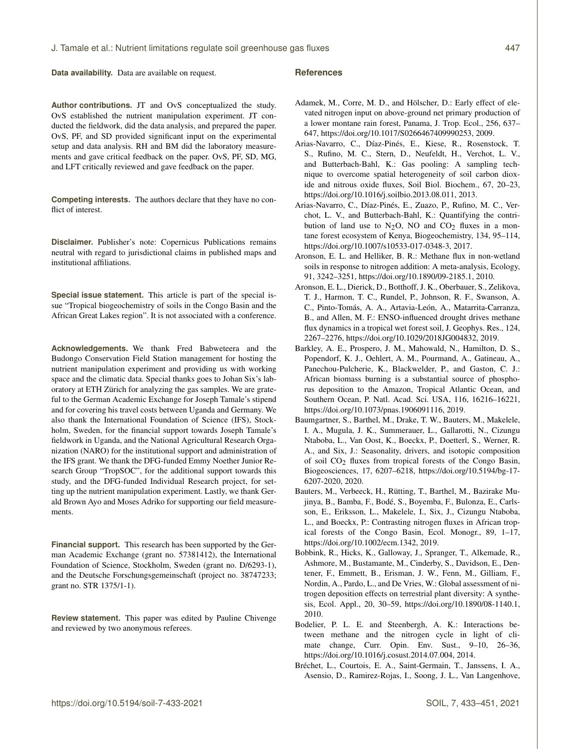**Data availability.** Data are available on request.

**Author contributions.** JT and OvS conceptualized the study. OvS established the nutrient manipulation experiment. JT conducted the fieldwork, did the data analysis, and prepared the paper. OvS, PF, and SD provided significant input on the experimental setup and data analysis. RH and BM did the laboratory measurements and gave critical feedback on the paper. OvS, PF, SD, MG, and LFT critically reviewed and gave feedback on the paper.

**Competing interests.** The authors declare that they have no conflict of interest.

**Disclaimer.** Publisher's note: Copernicus Publications remains neutral with regard to jurisdictional claims in published maps and institutional affiliations.

**Special issue statement.** This article is part of the special issue "Tropical biogeochemistry of soils in the Congo Basin and the African Great Lakes region". It is not associated with a conference.

**Acknowledgements.** We thank Fred Babweteera and the Budongo Conservation Field Station management for hosting the nutrient manipulation experiment and providing us with working space and the climatic data. Special thanks goes to Johan Six's laboratory at ETH Zürich for analyzing the gas samples. We are grateful to the German Academic Exchange for Joseph Tamale's stipend and for covering his travel costs between Uganda and Germany. We also thank the International Foundation of Science (IFS), Stockholm, Sweden, for the financial support towards Joseph Tamale's fieldwork in Uganda, and the National Agricultural Research Organization (NARO) for the institutional support and administration of the IFS grant. We thank the DFG-funded Emmy Noether Junior Research Group "TropSOC", for the additional support towards this study, and the DFG-funded Individual Research project, for setting up the nutrient manipulation experiment. Lastly, we thank Gerald Brown Ayo and Moses Adriko for supporting our field measurements.

**Financial support.** This research has been supported by the German Academic Exchange (grant no. 57381412), the International Foundation of Science, Stockholm, Sweden (grant no. D/6293-1), and the Deutsche Forschungsgemeinschaft (project no. 38747233; grant no. STR 1375/1-1).

**Review statement.** This paper was edited by Pauline Chivenge and reviewed by two anonymous referees.

## References

Adamek, M., Corre, M. D., and Hölscher, D.: Early effect of elevated nitrogen input on above-ground net primary production of a lower montane rain forest, Panama, J. Trop. Ecol., 256, 637–647, https://doi.org/10.1017/S0266467409990253, 2009.

Arias-Navarro, C., Díaz-Pinés, E., Kiese, R., Rosenstock, T. S., Rufino, M. C., Stern, D., Neufeldt, H., Verchot, L. V., and Butterbach-Bahl, K.: Gas pooling: A sampling technique to overcome spatial heterogeneity of soil carbon dioxide and nitrous oxide fluxes, Soil Biol. Biochem., 67, 20–23, https://doi.org/10.1016/j.soilbio.2013.08.011, 2013.

Arias-Navarro, C., Díaz-Pinés, E., Zuazo, P., Rufino, M. C., Verchot, L. V., and Butterbach-Bahl, K.: Quantifying the contribution of land use to $N_2O$, NO and $CO_2$ fluxes in a montane forest ecosystem of Kenya, Biogeochemistry, 134, 95–114, https://doi.org/10.1007/s10533-017-0348-3, 2017.

Aronson, E. L. and Helliker, B. R.: Methane flux in non-wetland soils in response to nitrogen addition: A meta-analysis, Ecology, 91, 3242–3251, https://doi.org/10.1890/09-2185.1, 2010.

Aronson, E. L., Dierick, D., Botthoff, J. K., Oberbauer, S., Zelikova, T. J., Harmon, T. C., Rundel, P., Johnson, R. F., Swanson, A. C., Pinto-Tomás, A. A., Artavia-León, A., Matarrita-Carranza, B., and Allen, M. F.: ENSO-influenced drought drives methane flux dynamics in a tropical wet forest soil, J. Geophys. Res., 124, 2267–2276, https://doi.org/10.1029/2018JG004832, 2019.

Barkley, A. E., Prospero, J. M., Mahowald, N., Hamilton, D. S., Popendorf, K. J., Oehlert, A. M., Pourmand, A., Gatineau, A., Panechou-Pulcherie, K., Blackwelder, P., and Gaston, C. J.: African biomass burning is a substantial source of phosphorus deposition to the Amazon, Tropical Atlantic Ocean, and Southern Ocean, P. Natl. Acad. Sci. USA, 116, 16216–16221, https://doi.org/10.1073/pnas.1906091116, 2019.

Baumgartner, S., Barthel, M., Drake, T. W., Bauters, M., Makelele, I. A., Mugula, J. K., Summerauer, L., Gallarotti, N., Cizungu Ntaboba, L., Van Oost, K., Boeckx, P., Doetterl, S., Werner, R. A., and Six, J.: Seasonality, drivers, and isotopic composition of soil $CO_2$ fluxes from tropical forests of the Congo Basin, Biogeosciences, 17, 6207–6218, https://doi.org/10.5194/bg-17-6207-2020, 2020.

Bauters, M., Verbeeck, H., Rütting, T., Barthel, M., Bazirake Mujinya, B., Bamba, F., Bodé, S., Boyemba, F., Bulonza, E., Carlsson, E., Eriksson, L., Makelele, I., Six, J., Cizungu Ntaboba, L., and Boeckx, P.: Contrasting nitrogen fluxes in African tropical forests of the Congo Basin, Ecol. Monogr., 89, 1–17, https://doi.org/10.1002/ecm.1342, 2019.

Bobbink, R., Hicks, K., Galloway, J., Spranger, T., Alkemade, R., Ashmore, M., Bustamante, M., Cinderby, S., Davidson, E., Dentener, F., Emmett, B., Erisman, J. W., Fenn, M., Gilliam, F., Nordin, A., Pardo, L., and De Vries, W.: Global assessment of nitrogen deposition effects on terrestrial plant diversity: A synthesis, Ecol. Appl., 20, 30–59, https://doi.org/10.1890/08-1140.1, 2010.

Bodelier, P. L. E. and Steenbergh, A. K.: Interactions between methane and the nitrogen cycle in light of climate change, Curr. Opin. Env. Sust., 9–10, 26–36, https://doi.org/10.1016/j.cosust.2014.07.004, 2014.

Bréchet, L., Courtois, E. A., Saint-Germain, T., Janssens, I. A., Asensio, D., Ramirez-Rojas, I., Soong, J. L., Van Langenhove,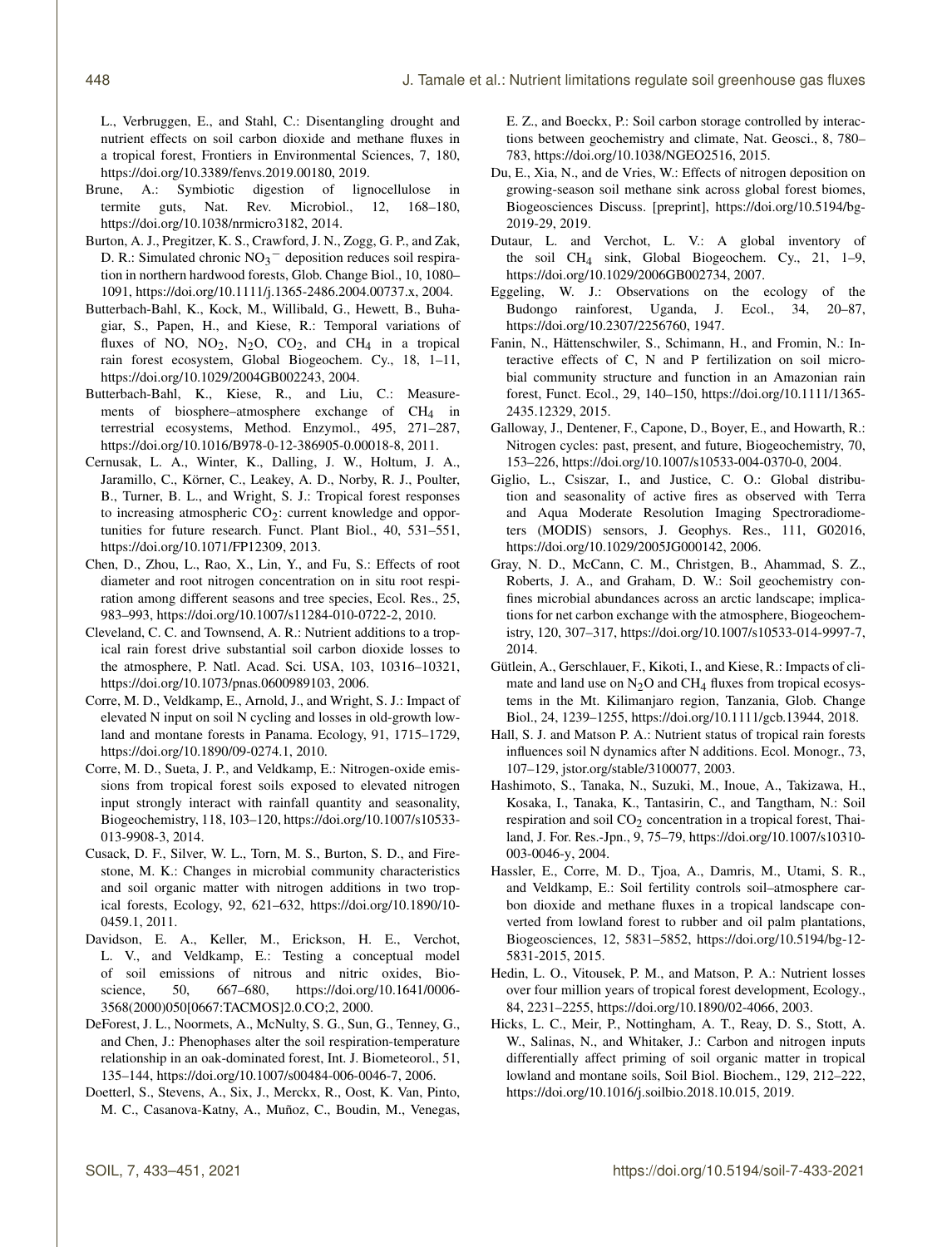L., Verbruggen, E., and Stahl, C.: Disentangling drought and nutrient effects on soil carbon dioxide and methane fluxes in a tropical forest, Frontiers in Environmental Sciences, 7, 180, https://doi.org/10.3389/fenvs.2019.00180, 2019.

Brune, A.: Symbiotic digestion of lignocellulose in termite guts, Nat. Rev. Microbiol., 12, 168–180, https://doi.org/10.1038/nrmicro3182, 2014.

Burton, A. J., Pregitzer, K. S., Crawford, J. N., Zogg, G. P., and Zak, D. R.: Simulated chronic $NO_3^-$ deposition reduces soil respiration in northern hardwood forests, Glob. Change Biol., 10, 1080–1091, https://doi.org/10.1111/j.1365-2486.2004.00737.x, 2004.

Butterbach-Bahl, K., Kock, M., Willibald, G., Hewett, B., Buhagiar, S., Papen, H., and Kiese, R.: Temporal variations of fluxes of NO, $NO_2$, $N_2O$, $CO_2$, and $CH_4$ in a tropical rain forest ecosystem, Global Biogeochem. Cy., 18, 1–11, https://doi.org/10.1029/2004GB002243, 2004.

Butterbach-Bahl, K., Kiese, R., and Liu, C.: Measurements of biosphere–atmosphere exchange of $CH_4$ in terrestrial ecosystems, Method. Enzymol., 495, 271–287, https://doi.org/10.1016/B978-0-12-386905-0.00018-8, 2011.

Cernusak, L. A., Winter, K., Dalling, J. W., Holtum, J. A., Jaramillo, C., Körner, C., Leakey, A. D., Norby, R. J., Poulter, B., Turner, B. L., and Wright, S. J.: Tropical forest responses to increasing atmospheric $CO_2$: current knowledge and opportunities for future research. Funct. Plant Biol., 40, 531–551, https://doi.org/10.1071/FP12309, 2013.

Chen, D., Zhou, L., Rao, X., Lin, Y., and Fu, S.: Effects of root diameter and root nitrogen concentration on in situ root respiration among different seasons and tree species, Ecol. Res., 25, 983–993, https://doi.org/10.1007/s11284-010-0722-2, 2010.

Cleveland, C. C. and Townsend, A. R.: Nutrient additions to a tropical rain forest drive substantial soil carbon dioxide losses to the atmosphere, P. Natl. Acad. Sci. USA, 103, 10316–10321, https://doi.org/10.1073/pnas.0600989103, 2006.

Corre, M. D., Veldkamp, E., Arnold, J., and Wright, S. J.: Impact of elevated N input on soil N cycling and losses in old-growth lowland and montane forests in Panama. Ecology, 91, 1715–1729, https://doi.org/10.1890/09-0274.1, 2010.

Corre, M. D., Sueta, J. P., and Veldkamp, E.: Nitrogen-oxide emissions from tropical forest soils exposed to elevated nitrogen input strongly interact with rainfall quantity and seasonality, Biogeochemistry, 118, 103–120, https://doi.org/10.1007/s10533-013-9908-3, 2014.

Cusack, D. F., Silver, W. L., Torn, M. S., Burton, S. D., and Firestone, M. K.: Changes in microbial community characteristics and soil organic matter with nitrogen additions in two tropical forests, Ecology, 92, 621–632, https://doi.org/10.1890/10-0459.1, 2011.

Davidson, E. A., Keller, M., Erickson, H. E., Verchot, L. V., and Veldkamp, E.: Testing a conceptual model of soil emissions of nitrous and nitric oxides, Bioscience, 50, 667–680, https://doi.org/10.1641/0006-3568(2000)050[0667:TACMOS]2.0.CO;2, 2000.

DeForest, J. L., Noormets, A., McNulty, S. G., Sun, G., Tenney, G., and Chen, J.: Phenophases alter the soil respiration-temperature relationship in an oak-dominated forest, Int. J. Biometeorol., 51, 135–144, https://doi.org/10.1007/s00484-006-0046-7, 2006.

Doetterl, S., Stevens, A., Six, J., Merckx, R., Oost, K. Van, Pinto, M. C., Casanova-Katny, A., Muñoz, C., Boudin, M., Venegas, E. Z., and Boeckx, P.: Soil carbon storage controlled by interactions between geochemistry and climate, Nat. Geosci., 8, 780–783, https://doi.org/10.1038/NGEO2516, 2015.

Du, E., Xia, N., and de Vries, W.: Effects of nitrogen deposition on growing-season soil methane sink across global forest biomes, Biogeosciences Discuss. [preprint], https://doi.org/10.5194/bg-2019-29, 2019.

Dutaur, L. and Verchot, L. V.: A global inventory of the soil $CH_4$ sink, Global Biogeochem. Cy., 21, 1–9, https://doi.org/10.1029/2006GB002734, 2007.

Eggeling, W. J.: Observations on the ecology of the Budongo rainforest, Uganda, J. Ecol., 34, 20–87, https://doi.org/10.2307/2256760, 1947.

Fanin, N., Hättenschwiler, S., Schimann, H., and Fromin, N.: Interactive effects of C, N and P fertilization on soil microbial community structure and function in an Amazonian rain forest, Funct. Ecol., 29, 140–150, https://doi.org/10.1111/1365-2435.12329, 2015.

Galloway, J., Dentener, F., Capone, D., Boyer, E., and Howarth, R.: Nitrogen cycles: past, present, and future, Biogeochemistry, 70, 153–226, https://doi.org/10.1007/s10533-004-0370-0, 2004.

Giglio, L., Csiszar, I., and Justice, C. O.: Global distribution and seasonality of active fires as observed with Terra and Aqua Moderate Resolution Imaging Spectroradiometers (MODIS) sensors, J. Geophys. Res., 111, G02016, https://doi.org/10.1029/2005JG000142, 2006.

Gray, N. D., McCann, C. M., Christgen, B., Ahammad, S. Z., Roberts, J. A., and Graham, D. W.: Soil geochemistry confines microbial abundances across an arctic landscape; implications for net carbon exchange with the atmosphere, Biogeochemistry, 120, 307–317, https://doi.org/10.1007/s10533-014-9997-7, 2014.

Gütlein, A., Gerschlauer, F., Kikoti, I., and Kiese, R.: Impacts of climate and land use on $N_2O$ and $CH_4$ fluxes from tropical ecosystems in the Mt. Kilimanjaro region, Tanzania, Glob. Change Biol., 24, 1239–1255, https://doi.org/10.1111/gcb.13944, 2018.

Hall, S. J. and Matson P. A.: Nutrient status of tropical rain forests influences soil N dynamics after N additions. Ecol. Monogr., 73, 107–129, jstor.org/stable/3100077, 2003.

Hashimoto, S., Tanaka, N., Suzuki, M., Inoue, A., Takizawa, H., Kosaka, I., Tanaka, K., Tantasirin, C., and Tangtham, N.: Soil respiration and soil $CO_2$ concentration in a tropical forest, Thailand, J. For. Res.-Jpn., 9, 75–79, https://doi.org/10.1007/s10310-003-0046-y, 2004.

Hassler, E., Corre, M. D., Tjoa, A., Damris, M., Utami, S. R., and Veldkamp, E.: Soil fertility controls soil–atmosphere carbon dioxide and methane fluxes in a tropical landscape converted from lowland forest to rubber and oil palm plantations, Biogeosciences, 12, 5831–5852, https://doi.org/10.5194/bg-12-5831-2015, 2015.

Hedin, L. O., Vitousek, P. M., and Matson, P. A.: Nutrient losses over four million years of tropical forest development, Ecology., 84, 2231–2255, https://doi.org/10.1890/02-4066, 2003.

Hicks, L. C., Meir, P., Nottingham, A. T., Reay, D. S., Stott, A. W., Salinas, N., and Whitaker, J.: Carbon and nitrogen inputs differentially affect priming of soil organic matter in tropical lowland and montane soils, Soil Biol. Biochem., 129, 212–222, https://doi.org/10.1016/j.soilbio.2018.10.015, 2019.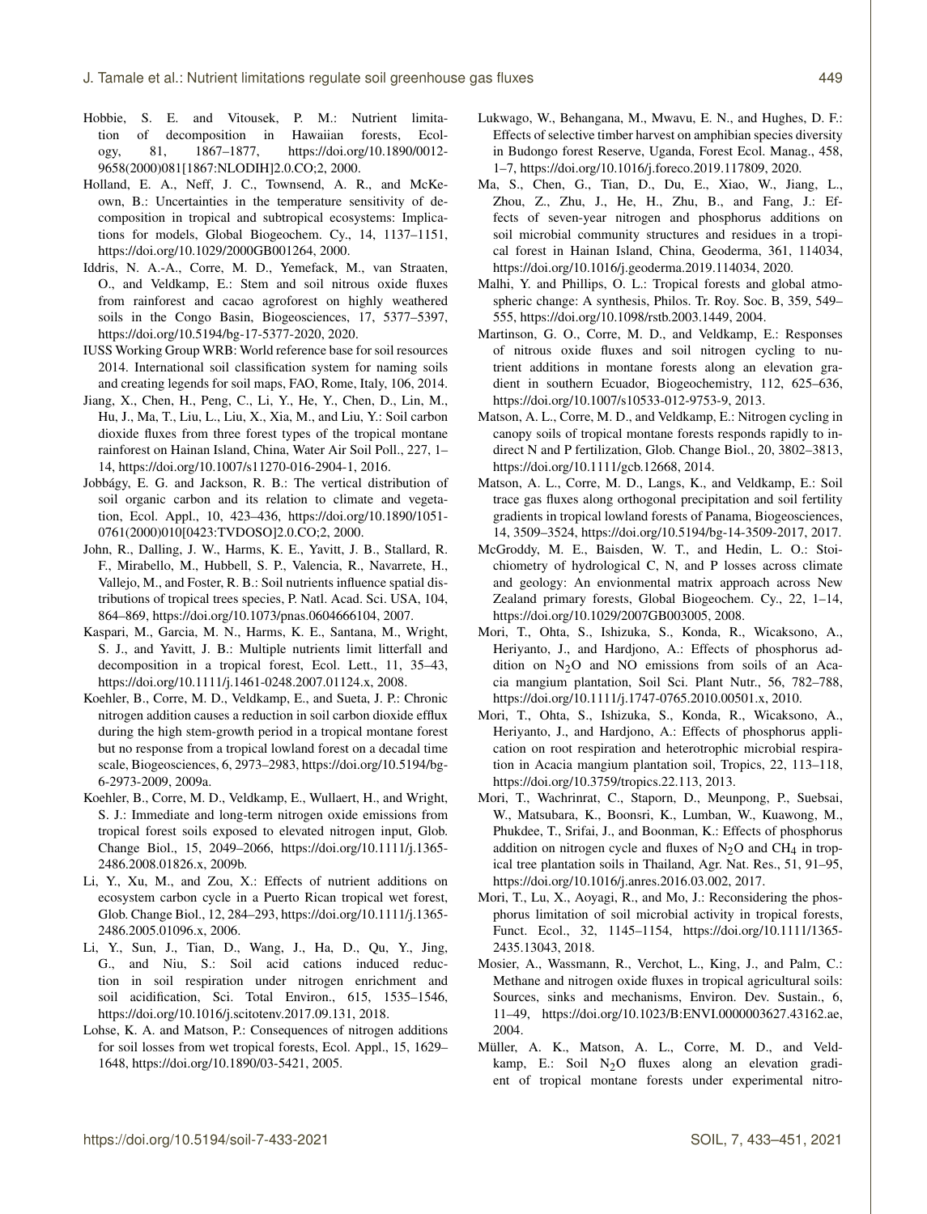Hobbie, S. E. and Vitousek, P. M.: Nutrient limitation of decomposition in Hawaiian forests, Ecology, 81, 1867–1877, https://doi.org/10.1890/0012-9658(2000)081[1867:NLODIH]2.0.CO;2, 2000.

Holland, E. A., Neff, J. C., Townsend, A. R., and McKeown, B.: Uncertainties in the temperature sensitivity of decomposition in tropical and subtropical ecosystems: Implications for models, Global Biogeochem. Cy., 14, 1137–1151, https://doi.org/10.1029/2000GB001264, 2000.

Iddris, N. A.-A., Corre, M. D., Yemefack, M., van Straaten, O., and Veldkamp, E.: Stem and soil nitrous oxide fluxes from rainforest and cacao agroforest on highly weathered soils in the Congo Basin, Biogeosciences, 17, 5377–5397, https://doi.org/10.5194/bg-17-5377-2020, 2020.

IUSS Working Group WRB: World reference base for soil resources 2014. International soil classification system for naming soils and creating legends for soil maps, FAO, Rome, Italy, 106, 2014.

Jiang, X., Chen, H., Peng, C., Li, Y., He, Y., Chen, D., Lin, M., Hu, J., Ma, T., Liu, L., Liu, X., Xia, M., and Liu, Y.: Soil carbon dioxide fluxes from three forest types of the tropical montane rainforest on Hainan Island, China, Water Air Soil Poll., 227, 1–14, https://doi.org/10.1007/s11270-016-2904-1, 2016.

Jobbágy, E. G. and Jackson, R. B.: The vertical distribution of soil organic carbon and its relation to climate and vegetation, Ecol. Appl., 10, 423–436, https://doi.org/10.1890/1051-0761(2000)010[0423:TVDOSO]2.0.CO;2, 2000.

John, R., Dalling, J. W., Harms, K. E., Yavitt, J. B., Stallard, R. F., Mirabello, M., Hubbell, S. P., Valencia, R., Navarrete, H., Vallejo, M., and Foster, R. B.: Soil nutrients influence spatial distributions of tropical trees species, P. Natl. Acad. Sci. USA, 104, 864–869, https://doi.org/10.1073/pnas.0604666104, 2007.

Kaspari, M., Garcia, M. N., Harms, K. E., Santana, M., Wright, S. J., and Yavitt, J. B.: Multiple nutrients limit litterfall and decomposition in a tropical forest, Ecol. Lett., 11, 35–43, https://doi.org/10.1111/j.1461-0248.2007.01124.x, 2008.

Koehler, B., Corre, M. D., Veldkamp, E., and Sueta, J. P.: Chronic nitrogen addition causes a reduction in soil carbon dioxide efflux during the high stem-growth period in a tropical montane forest but no response from a tropical lowland forest on a decadal time scale, Biogeosciences, 6, 2973–2983, https://doi.org/10.5194/bg-6-2973-2009, 2009a.

Koehler, B., Corre, M. D., Veldkamp, E., Wullaert, H., and Wright, S. J.: Immediate and long-term nitrogen oxide emissions from tropical forest soils exposed to elevated nitrogen input, Glob. Change Biol., 15, 2049–2066, https://doi.org/10.1111/j.1365-2486.2008.01826.x, 2009b.

Li, Y., Xu, M., and Zou, X.: Effects of nutrient additions on ecosystem carbon cycle in a Puerto Rican tropical wet forest, Glob. Change Biol., 12, 284–293, https://doi.org/10.1111/j.1365-2486.2005.01096.x, 2006.

Li, Y., Sun, J., Tian, D., Wang, J., Ha, D., Qu, Y., Jing, G., and Niu, S.: Soil acid cations induced reduction in soil respiration under nitrogen enrichment and soil acidification, Sci. Total Environ., 615, 1535–1546, https://doi.org/10.1016/j.scitotenv.2017.09.131, 2018.

Lohse, K. A. and Matson, P.: Consequences of nitrogen additions for soil losses from wet tropical forests, Ecol. Appl., 15, 1629–1648, https://doi.org/10.1890/03-5421, 2005.

Lukwago, W., Behangana, M., Mwavu, E. N., and Hughes, D. F.: Effects of selective timber harvest on amphibian species diversity in Budongo forest Reserve, Uganda, Forest Ecol. Manag., 458, 1–7, https://doi.org/10.1016/j.foreco.2019.117809, 2020.

Ma, S., Chen, G., Tian, D., Du, E., Xiao, W., Jiang, L., Zhou, Z., Zhu, J., He, H., Zhu, B., and Fang, J.: Effects of seven-year nitrogen and phosphorus additions on soil microbial community structures and residues in a tropical forest in Hainan Island, China, Geoderma, 361, 114034, https://doi.org/10.1016/j.geoderma.2019.114034, 2020.

Malhi, Y. and Phillips, O. L.: Tropical forests and global atmospheric change: A synthesis, Philos. Tr. Roy. Soc. B, 359, 549–555, https://doi.org/10.1098/rstb.2003.1449, 2004.

Martinson, G. O., Corre, M. D., and Veldkamp, E.: Responses of nitrous oxide fluxes and soil nitrogen cycling to nutrient additions in montane forests along an elevation gradient in southern Ecuador, Biogeochemistry, 112, 625–636, https://doi.org/10.1007/s10533-012-9753-9, 2013.

Matson, A. L., Corre, M. D., and Veldkamp, E.: Nitrogen cycling in canopy soils of tropical montane forests responds rapidly to indirect N and P fertilization, Glob. Change Biol., 20, 3802–3813, https://doi.org/10.1111/gcb.12668, 2014.

Matson, A. L., Corre, M. D., Langs, K., and Veldkamp, E.: Soil trace gas fluxes along orthogonal precipitation and soil fertility gradients in tropical lowland forests of Panama, Biogeosciences, 14, 3509–3524, https://doi.org/10.5194/bg-14-3509-2017, 2017.

McGroddy, M. E., Baisden, W. T., and Hedin, L. O.: Stoichiometry of hydrological C, N, and P losses across climate and geology: An envionmental matrix approach across New Zealand primary forests, Global Biogeochem. Cy., 22, 1–14, https://doi.org/10.1029/2007GB003005, 2008.

Mori, T., Ohta, S., Ishizuka, S., Konda, R., Wicaksono, A., Heriyanto, J., and Hardjono, A.: Effects of phosphorus addition on $N_2O$ and NO emissions from soils of an Acacia mangium plantation, Soil Sci. Plant Nutr., 56, 782–788, https://doi.org/10.1111/j.1747-0765.2010.00501.x, 2010.

Mori, T., Ohta, S., Ishizuka, S., Konda, R., Wicaksono, A., Heriyanto, J., and Hardjono, A.: Effects of phosphorus application on root respiration and heterotrophic microbial respiration in Acacia mangium plantation soil, Tropics, 22, 113–118, https://doi.org/10.3759/tropics.22.113, 2013.

Mori, T., Wachrinrat, C., Staporn, D., Meunpong, P., Suebsai, W., Matsubara, K., Boonsri, K., Lumban, W., Kuawong, M., Phukdee, T., Srifai, J., and Boonman, K.: Effects of phosphorus addition on nitrogen cycle and fluxes of $N_2O$ and $CH_4$ in tropical tree plantation soils in Thailand, Agr. Nat. Res., 51, 91–95, https://doi.org/10.1016/j.anres.2016.03.002, 2017.

Mori, T., Lu, X., Aoyagi, R., and Mo, J.: Reconsidering the phosphorus limitation of soil microbial activity in tropical forests, Funct. Ecol., 32, 1145–1154, https://doi.org/10.1111/1365-2435.13043, 2018.

Mosier, A., Wassmann, R., Verchot, L., King, J., and Palm, C.: Methane and nitrogen oxide fluxes in tropical agricultural soils: Sources, sinks and mechanisms, Environ. Dev. Sustain., 6, 11–49, https://doi.org/10.1023/B:ENVI.0000003627.43162.ae, 2004.

Müller, A. K., Matson, A. L., Corre, M. D., and Veldkamp, E.: Soil $N_2O$ fluxes along an elevation gradient of tropical montane forests under experimental nitro-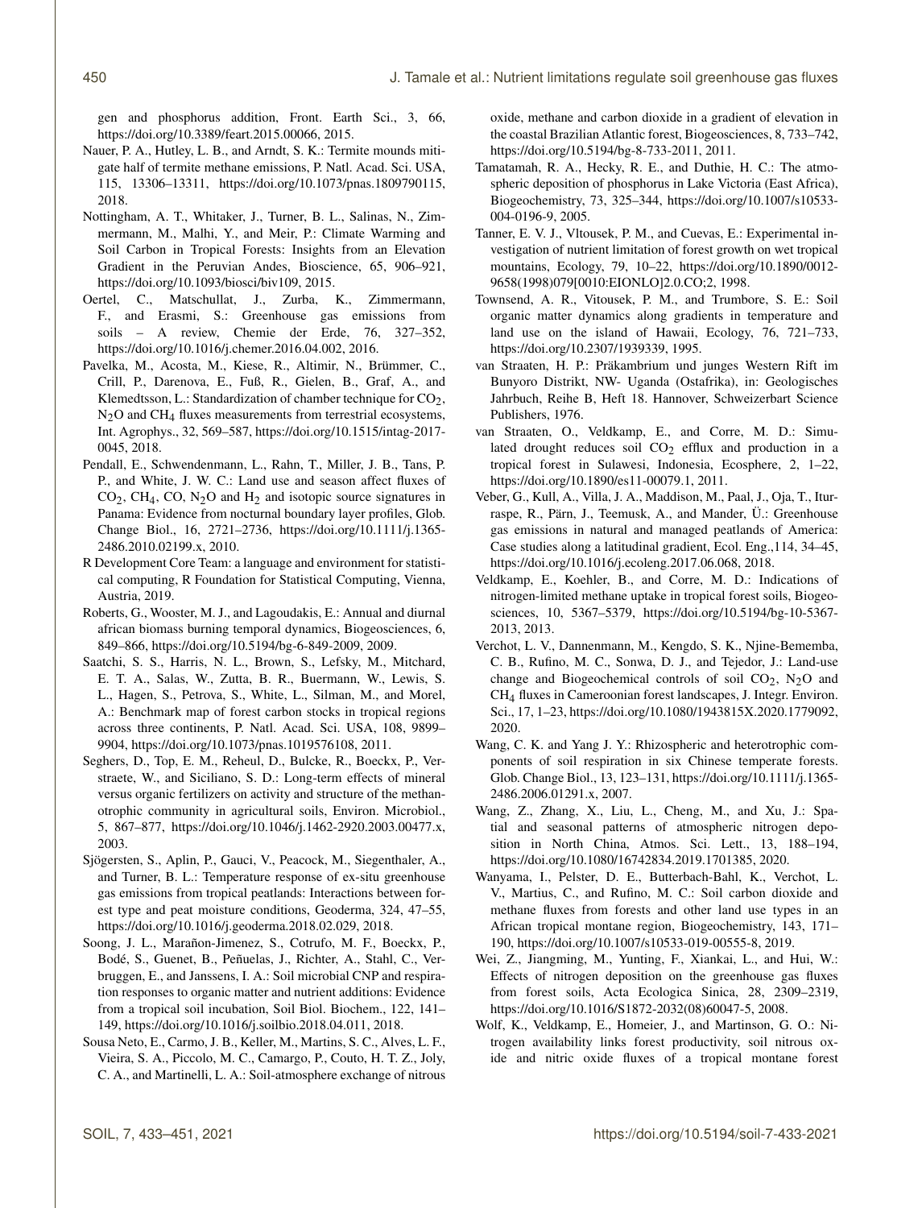gen and phosphorus addition, Front. Earth Sci., 3, 66, https://doi.org/10.3389/feart.2015.00066, 2015.

Nauer, P. A., Hutley, L. B., and Arndt, S. K.: Termite mounds mitigate half of termite methane emissions, P. Natl. Acad. Sci. USA, 115, 13306–13311, https://doi.org/10.1073/pnas.1809790115, 2018.

Nottingham, A. T., Whitaker, J., Turner, B. L., Salinas, N., Zimmermann, M., Malhi, Y., and Meir, P.: Climate Warming and Soil Carbon in Tropical Forests: Insights from an Elevation Gradient in the Peruvian Andes, Bioscience, 65, 906–921, https://doi.org/10.1093/biosci/biv109, 2015.

Oertel, C., Matschullat, J., Zurba, K., Zimmermann, F., and Erasmi, S.: Greenhouse gas emissions from soils – A review, Chemie der Erde, 76, 327–352, https://doi.org/10.1016/j.chemer.2016.04.002, 2016.

Pavelka, M., Acosta, M., Kiese, R., Altimir, N., Brümmer, C., Crill, P., Darenova, E., Fuß, R., Gielen, B., Graf, A., and Klemedtsson, L.: Standardization of chamber technique for $CO_2$, $N_2O$ and $CH_4$ fluxes measurements from terrestrial ecosystems, Int. Agrophys., 32, 569–587, https://doi.org/10.1515/intag-2017-0045, 2018.

Pendall, E., Schwendenmann, L., Rahn, T., Miller, J. B., Tans, P. P., and White, J. W. C.: Land use and season affect fluxes of $CO_2$, $CH_4$, CO, $N_2O$ and $H_2$ and isotopic source signatures in Panama: Evidence from nocturnal boundary layer profiles, Glob. Change Biol., 16, 2721–2736, https://doi.org/10.1111/j.1365-2486.2010.02199.x, 2010.

R Development Core Team: a language and environment for statistical computing, R Foundation for Statistical Computing, Vienna, Austria, 2019.

Roberts, G., Wooster, M. J., and Lagoudakis, E.: Annual and diurnal african biomass burning temporal dynamics, Biogeosciences, 6, 849–866, https://doi.org/10.5194/bg-6-849-2009, 2009.

Saatchi, S. S., Harris, N. L., Brown, S., Lefsky, M., Mitchard, E. T. A., Salas, W., Zutta, B. R., Buermann, W., Lewis, S. L., Hagen, S., Petrova, S., White, L., Silman, M., and Morel, A.: Benchmark map of forest carbon stocks in tropical regions across three continents, P. Natl. Acad. Sci. USA, 108, 9899–9904, https://doi.org/10.1073/pnas.1019576108, 2011.

Seghers, D., Top, E. M., Reheul, D., Bulcke, R., Boeckx, P., Verstraete, W., and Siciliano, S. D.: Long-term effects of mineral versus organic fertilizers on activity and structure of the methanotrophic community in agricultural soils, Environ. Microbiol., 5, 867–877, https://doi.org/10.1046/j.1462-2920.2003.00477.x, 2003.

Sjögersten, S., Aplin, P., Gauci, V., Peacock, M., Siegenthaler, A., and Turner, B. L.: Temperature response of ex-situ greenhouse gas emissions from tropical peatlands: Interactions between forest type and peat moisture conditions, Geoderma, 324, 47–55, https://doi.org/10.1016/j.geoderma.2018.02.029, 2018.

Soong, J. L., Marañon-Jimenez, S., Cotrufo, M. F., Boeckx, P., Bodé, S., Guenet, B., Peñuelas, J., Richter, A., Stahl, C., Verbruggen, E., and Janssens, I. A.: Soil microbial CNP and respiration responses to organic matter and nutrient additions: Evidence from a tropical soil incubation, Soil Biol. Biochem., 122, 141–149, https://doi.org/10.1016/j.soilbio.2018.04.011, 2018.

Sousa Neto, E., Carmo, J. B., Keller, M., Martins, S. C., Alves, L. F., Vieira, S. A., Piccolo, M. C., Camargo, P., Couto, H. T. Z., Joly, C. A., and Martinelli, L. A.: Soil-atmosphere exchange of nitrous oxide, methane and carbon dioxide in a gradient of elevation in the coastal Brazilian Atlantic forest, Biogeosciences, 8, 733–742, https://doi.org/10.5194/bg-8-733-2011, 2011.

Tamatamah, R. A., Hecky, R. E., and Duthie, H. C.: The atmospheric deposition of phosphorus in Lake Victoria (East Africa), Biogeochemistry, 73, 325–344, https://doi.org/10.1007/s10533-004-0196-9, 2005.

Tanner, E. V. J., Vltousek, P. M., and Cuevas, E.: Experimental investigation of nutrient limitation of forest growth on wet tropical mountains, Ecology, 79, 10–22, https://doi.org/10.1890/0012-9658(1998)079[0010:EIONLO]2.0.CO;2, 1998.

Townsend, A. R., Vitousek, P. M., and Trumbore, S. E.: Soil organic matter dynamics along gradients in temperature and land use on the island of Hawaii, Ecology, 76, 721–733, https://doi.org/10.2307/1939339, 1995.

van Straaten, H. P.: Präkambrium und junges Western Rift im Bunyoro Distrikt, NW- Uganda (Ostafrika), in: Geologisches Jahrbuch, Reihe B, Heft 18. Hannover, Schweizerbart Science Publishers, 1976.

van Straaten, O., Veldkamp, E., and Corre, M. D.: Simulated drought reduces soil $CO_2$ efflux and production in a tropical forest in Sulawesi, Indonesia, Ecosphere, 2, 1–22, https://doi.org/10.1890/es11-00079.1, 2011.

Veber, G., Kull, A., Villa, J. A., Maddison, M., Paal, J., Oja, T., Iturraspe, R., Pärn, J., Teemusk, A., and Mander, Ü.: Greenhouse gas emissions in natural and managed peatlands of America: Case studies along a latitudinal gradient, Ecol. Eng.,114, 34–45, https://doi.org/10.1016/j.ecoleng.2017.06.068, 2018.

Veldkamp, E., Koehler, B., and Corre, M. D.: Indications of nitrogen-limited methane uptake in tropical forest soils, Biogeosciences, 10, 5367–5379, https://doi.org/10.5194/bg-10-5367-2013, 2013.

Verchot, L. V., Dannenmann, M., Kengdo, S. K., Njine-Bememba, C. B., Rufino, M. C., Sonwa, D. J., and Tejedor, J.: Land-use change and Biogeochemical controls of soil $CO_2$, $N_2O$ and $CH_4$ fluxes in Cameroonian forest landscapes, J. Integr. Environ. Sci., 17, 1–23, https://doi.org/10.1080/1943815X.2020.1779092, 2020.

Wang, C. K. and Yang J. Y.: Rhizospheric and heterotrophic components of soil respiration in six Chinese temperate forests. Glob. Change Biol., 13, 123–131, https://doi.org/10.1111/j.1365-2486.2006.01291.x, 2007.

Wang, Z., Zhang, X., Liu, L., Cheng, M., and Xu, J.: Spatial and seasonal patterns of atmospheric nitrogen deposition in North China, Atmos. Sci. Lett., 13, 188–194, https://doi.org/10.1080/16742834.2019.1701385, 2020.

Wanyama, I., Pelster, D. E., Butterbach-Bahl, K., Verchot, L. V., Martius, C., and Rufino, M. C.: Soil carbon dioxide and methane fluxes from forests and other land use types in an African tropical montane region, Biogeochemistry, 143, 171–190, https://doi.org/10.1007/s10533-019-00555-8, 2019.

Wei, Z., Jiangming, M., Yunting, F., Xiankai, L., and Hui, W.: Effects of nitrogen deposition on the greenhouse gas fluxes from forest soils, Acta Ecologica Sinica, 28, 2309–2319, https://doi.org/10.1016/S1872-2032(08)60047-5, 2008.

Wolf, K., Veldkamp, E., Homeier, J., and Martinson, G. O.: Nitrogen availability links forest productivity, soil nitrous oxide and nitric oxide fluxes of a tropical montane forest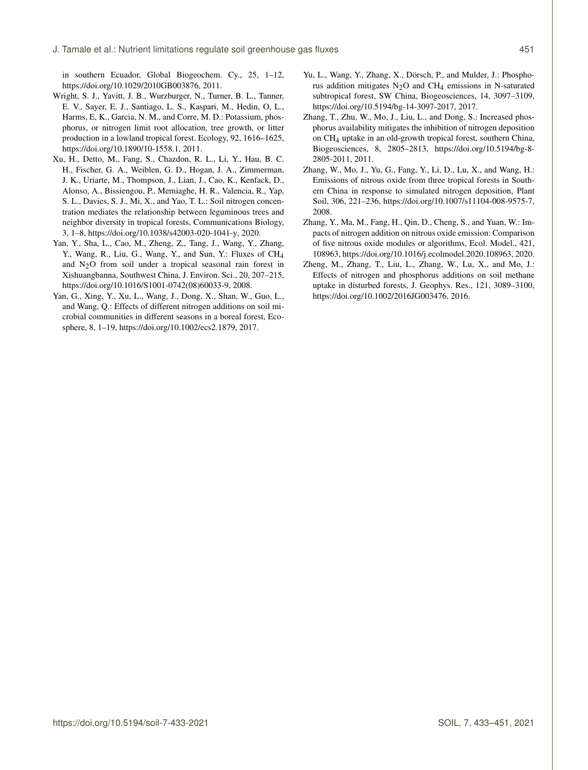in southern Ecuador, Global Biogeochem. Cy., 25, 1–12, https://doi.org/10.1029/2010GB003876, 2011.

Wright, S. J., Yavitt, J. B., Wurzburger, N., Turner, B. L., Tanner, E. V., Sayer, E. J., Santiago, L. S., Kaspari, M., Hedin, O, L., Harms, E, K., Garcia, N. M., and Corre, M. D.: Potassium, phosphorus, or nitrogen limit root allocation, tree growth, or litter production in a lowland tropical forest. Ecology, 92, 1616–1625, https://doi.org/10.1890/10-1558.1, 2011.

Xu, H., Detto, M., Fang, S., Chazdon, R. L., Li, Y., Hau, B. C. H., Fischer, G. A., Weiblen, G. D., Hogan, J. A., Zimmerman, J. K., Uriarte, M., Thompson, J., Lian, J., Cao, K., Kenfack, D., Alonso, A., Bissiengou, P., Memiaghe, H. R., Valencia, R., Yap, S. L., Davies, S. J., Mi, X., and Yao, T. L.: Soil nitrogen concentration mediates the relationship between leguminous trees and neighbor diversity in tropical forests, Communications Biology, 3, 1–8, https://doi.org/10.1038/s42003-020-1041-y, 2020.

Yan, Y., Sha, L., Cao, M., Zheng, Z., Tang, J., Wang, Y., Zhang, Y., Wang, R., Liu, G., Wang, Y., and Sun, Y.: Fluxes of $CH_4$ and $N_2O$ from soil under a tropical seasonal rain forest in Xishuangbanna, Southwest China, J. Environ. Sci., 20, 207–215, https://doi.org/10.1016/S1001-0742(08)60033-9, 2008.

Yan, G., Xing, Y., Xu, L., Wang, J., Dong, X., Shan, W., Guo, L., and Wang, Q.: Effects of different nitrogen additions on soil microbial communities in different seasons in a boreal forest, Ecosphere, 8, 1–19, https://doi.org/10.1002/ecs2.1879, 2017.

Yu, L., Wang, Y., Zhang, X., Dörsch, P., and Mulder, J.: Phosphorus addition mitigates $N_2O$ and $CH_4$ emissions in N-saturated subtropical forest, SW China, Biogeosciences, 14, 3097–3109, https://doi.org/10.5194/bg-14-3097-2017, 2017.

Zhang, T., Zhu, W., Mo, J., Liu, L., and Dong, S.: Increased phosphorus availability mitigates the inhibition of nitrogen deposition on $CH_4$ uptake in an old-growth tropical forest, southern China, Biogeosciences, 8, 2805–2813, https://doi.org/10.5194/bg-8-2805-2011, 2011.

Zhang, W., Mo, J., Yu, G., Fang, Y., Li, D., Lu, X., and Wang, H.: Emissions of nitrous oxide from three tropical forests in Southern China in response to simulated nitrogen deposition, Plant Soil, 306, 221–236, https://doi.org/10.1007/s11104-008-9575-7, 2008.

Zhang, Y., Ma, M., Fang, H., Qin, D., Cheng, S., and Yuan, W.: Impacts of nitrogen addition on nitrous oxide emission: Comparison of five nitrous oxide modules or algorithms, Ecol. Model., 421, 108963, https://doi.org/10.1016/j.ecolmodel.2020.108963, 2020.

Zheng, M., Zhang, T., Liu, L., Zhang, W., Lu, X., and Mo, J.: Effects of nitrogen and phosphorus additions on soil methane uptake in disturbed forests, J. Geophys. Res., 121, 3089–3100, https://doi.org/10.1002/2016JG003476, 2016.